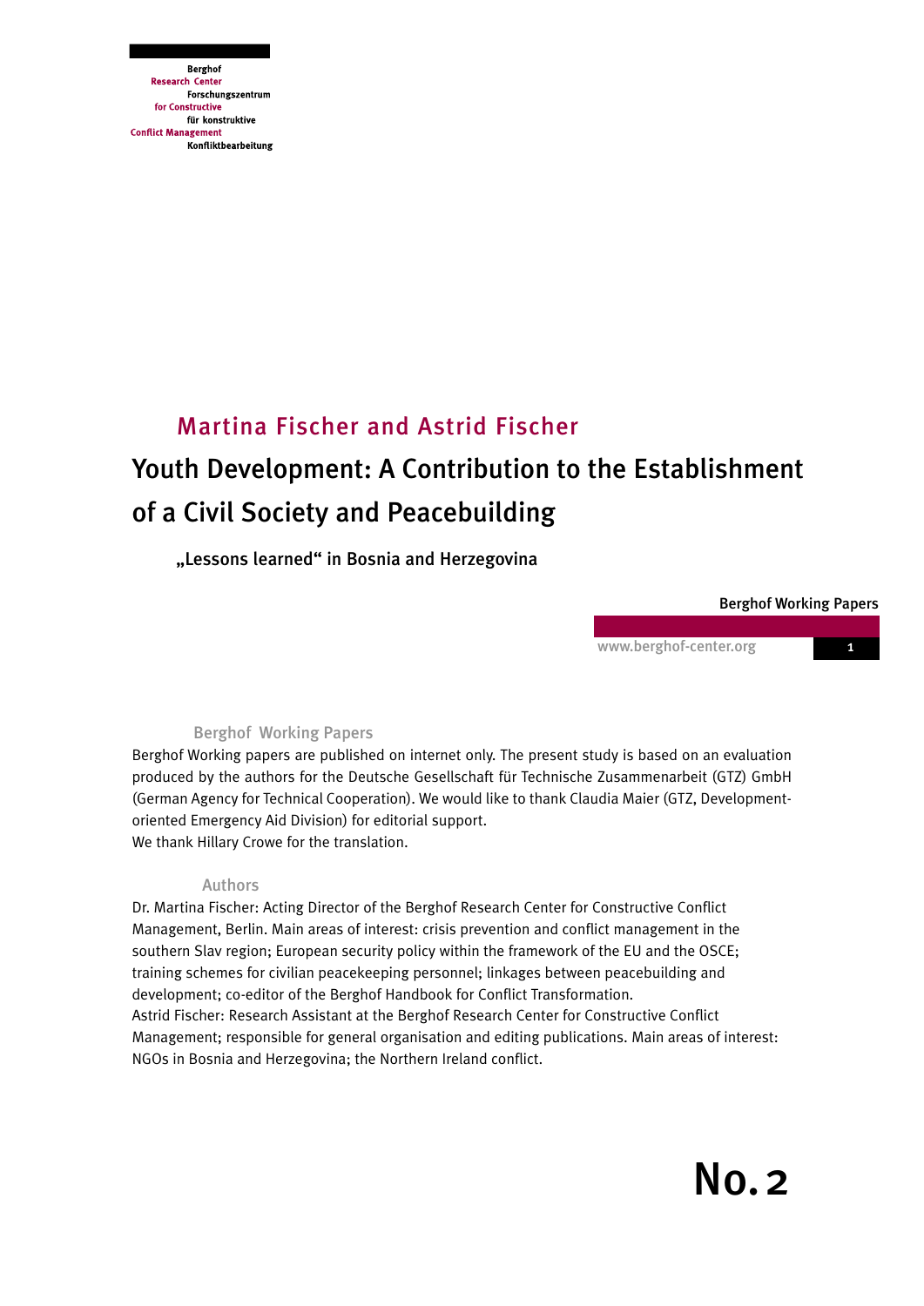Berghof
Research Center
Forschungszentrum
for Constructive
für konstruktive
Conflict Management
Konfliktbearbeitung

Martina Fischer and Astrid Fischer

# Youth Development: A Contribution to the Establishment of a Civil Society and Peacebuilding

## „Lessons learned“ in Bosnia and Herzegovina

Berghof Working Papers

www.berghof-center.org

### Berghof Working Papers

Berghof Working papers are published on internet only. The present study is based on an evaluation produced by the authors for the Deutsche Gesellschaft für Technische Zusammenarbeit (GTZ) GmbH (German Agency for Technical Cooperation). We would like to thank Claudia Maier (GTZ, Development-oriented Emergency Aid Division) for editorial support.
We thank Hillary Crowe for the translation.

### Authors

Dr. Martina Fischer: Acting Director of the Berghof Research Center for Constructive Conflict Management, Berlin. Main areas of interest: crisis prevention and conflict management in the southern Slav region; European security policy within the framework of the EU and the OSCE; training schemes for civilian peacekeeping personnel; linkages between peacebuilding and development; co-editor of the Berghof Handbook for Conflict Transformation.
Astrid Fischer: Research Assistant at the Berghof Research Center for Constructive Conflict Management; responsible for general organisation and editing publications. Main areas of interest: NGOs in Bosnia and Herzegovina; the Northern Ireland conflict.

No. 2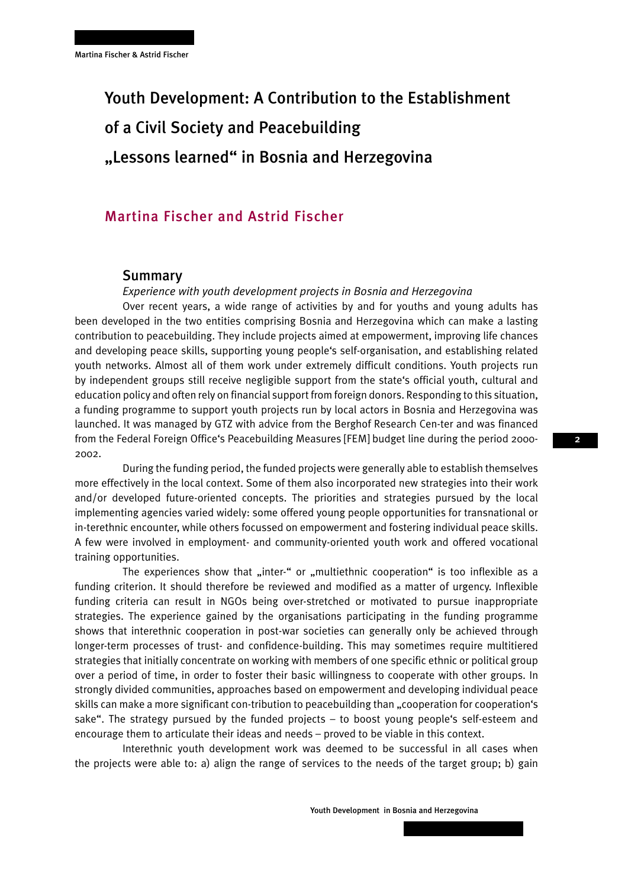# Youth Development: A Contribution to the Establishment of a Civil Society and Peacebuilding „Lessons learned" in Bosnia and Herzegovina

## Martina Fischer and Astrid Fischer

### Summary

*Experience with youth development projects in Bosnia and Herzegovina*

Over recent years, a wide range of activities by and for youths and young adults has been developed in the two entities comprising Bosnia and Herzegovina which can make a lasting contribution to peacebuilding. They include projects aimed at empowerment, improving life chances and developing peace skills, supporting young people's self-organisation, and establishing related youth networks. Almost all of them work under extremely difficult conditions. Youth projects run by independent groups still receive negligible support from the state's official youth, cultural and education policy and often rely on financial support from foreign donors. Responding to this situation, a funding programme to support youth projects run by local actors in Bosnia and Herzegovina was launched. It was managed by GTZ with advice from the Berghof Research Cen-ter and was financed from the Federal Foreign Office's Peacebuilding Measures [FEM] budget line during the period 2000-2002.

During the funding period, the funded projects were generally able to establish themselves more effectively in the local context. Some of them also incorporated new strategies into their work and/or developed future-oriented concepts. The priorities and strategies pursued by the local implementing agencies varied widely: some offered young people opportunities for transnational or in-terethnic encounter, while others focussed on empowerment and fostering individual peace skills. A few were involved in employment- and community-oriented youth work and offered vocational training opportunities.

The experiences show that „inter-" or „multiethnic cooperation" is too inflexible as a funding criterion. It should therefore be reviewed and modified as a matter of urgency. Inflexible funding criteria can result in NGOs being over-stretched or motivated to pursue inappropriate strategies. The experience gained by the organisations participating in the funding programme shows that interethnic cooperation in post-war societies can generally only be achieved through longer-term processes of trust- and confidence-building. This may sometimes require multitiered strategies that initially concentrate on working with members of one specific ethnic or political group over a period of time, in order to foster their basic willingness to cooperate with other groups. In strongly divided communities, approaches based on empowerment and developing individual peace skills can make a more significant con-tribution to peacebuilding than „cooperation for cooperation's sake". The strategy pursued by the funded projects – to boost young people's self-esteem and encourage them to articulate their ideas and needs – proved to be viable in this context.

Interethnic youth development work was deemed to be successful in all cases when the projects were able to: a) align the range of services to the needs of the target group; b) gain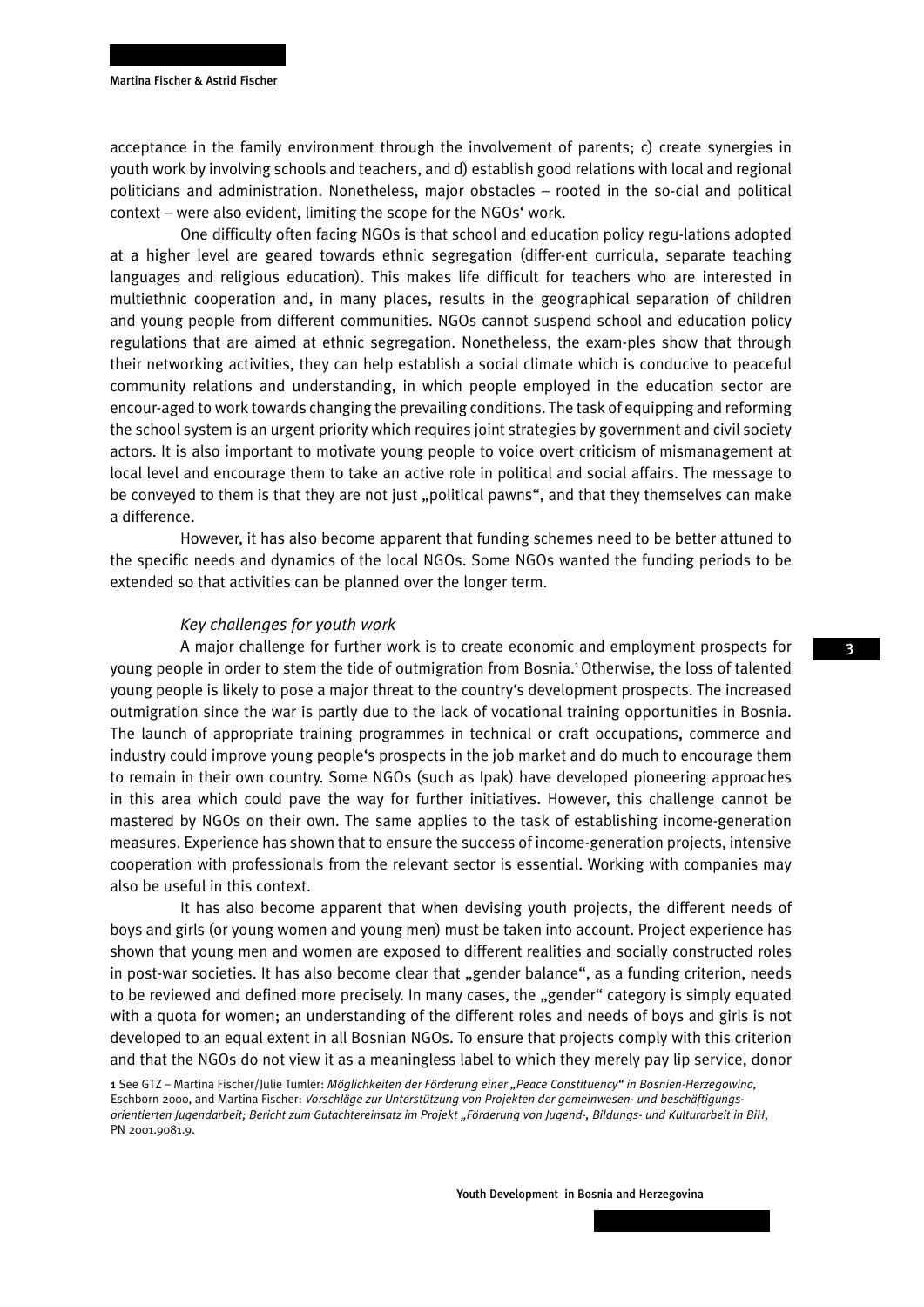acceptance in the family environment through the involvement of parents; c) create synergies in youth work by involving schools and teachers, and d) establish good relations with local and regional politicians and administration. Nonetheless, major obstacles – rooted in the so-cial and political context – were also evident, limiting the scope for the NGOs' work.

One difficulty often facing NGOs is that school and education policy regu-lations adopted at a higher level are geared towards ethnic segregation (differ-ent curricula, separate teaching languages and religious education). This makes life difficult for teachers who are interested in multiethnic cooperation and, in many places, results in the geographical separation of children and young people from different communities. NGOs cannot suspend school and education policy regulations that are aimed at ethnic segregation. Nonetheless, the exam-ples show that through their networking activities, they can help establish a social climate which is conducive to peaceful community relations and understanding, in which people employed in the education sector are encour-aged to work towards changing the prevailing conditions. The task of equipping and reforming the school system is an urgent priority which requires joint strategies by government and civil society actors. It is also important to motivate young people to voice overt criticism of mismanagement at local level and encourage them to take an active role in political and social affairs. The message to be conveyed to them is that they are not just „political pawns", and that they themselves can make a difference.

However, it has also become apparent that funding schemes need to be better attuned to the specific needs and dynamics of the local NGOs. Some NGOs wanted the funding periods to be extended so that activities can be planned over the longer term.

*Key challenges for youth work*

A major challenge for further work is to create economic and employment prospects for young people in order to stem the tide of outmigration from Bosnia.[1] Otherwise, the loss of talented young people is likely to pose a major threat to the country's development prospects. The increased outmigration since the war is partly due to the lack of vocational training opportunities in Bosnia. The launch of appropriate training programmes in technical or craft occupations, commerce and industry could improve young people's prospects in the job market and do much to encourage them to remain in their own country. Some NGOs (such as Ipak) have developed pioneering approaches in this area which could pave the way for further initiatives. However, this challenge cannot be mastered by NGOs on their own. The same applies to the task of establishing income-generation measures. Experience has shown that to ensure the success of income-generation projects, intensive cooperation with professionals from the relevant sector is essential. Working with companies may also be useful in this context.

It has also become apparent that when devising youth projects, the different needs of boys and girls (or young women and young men) must be taken into account. Project experience has shown that young men and women are exposed to different realities and socially constructed roles in post-war societies. It has also become clear that „gender balance", as a funding criterion, needs to be reviewed and defined more precisely. In many cases, the „gender" category is simply equated with a quota for women; an understanding of the different roles and needs of boys and girls is not developed to an equal extent in all Bosnian NGOs. To ensure that projects comply with this criterion and that the NGOs do not view it as a meaningless label to which they merely pay lip service, donor

1 See GTZ – Martina Fischer/Julie Tumler: *Möglichkeiten der Förderung einer „Peace Constituency" in Bosnien-Herzegowina*, Eschborn 2000, and Martina Fischer: *Vorschläge zur Unterstützung von Projekten der gemeinwesen- und beschäftigungs-orientierten Jugendarbeit; Bericht zum Gutachtereinsatz im Projekt „Förderung von Jugend-, Bildungs- und Kulturarbeit in BiH*, PN 2001.9081.9.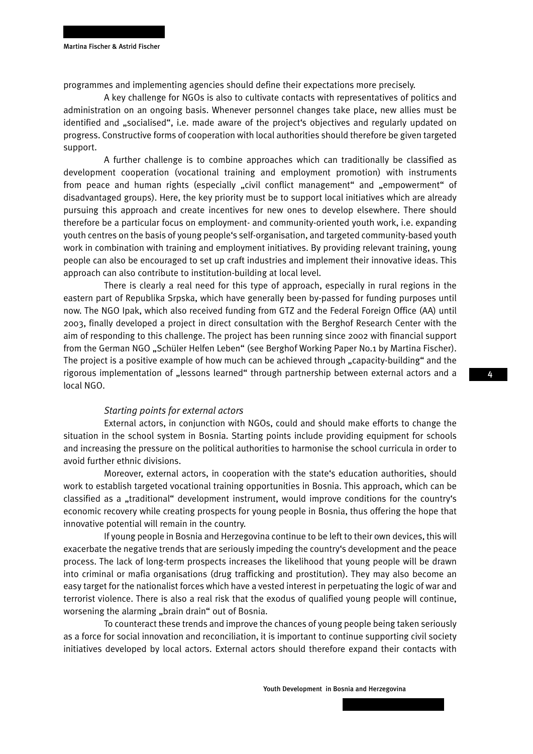programmes and implementing agencies should define their expectations more precisely.

A key challenge for NGOs is also to cultivate contacts with representatives of politics and administration on an ongoing basis. Whenever personnel changes take place, new allies must be identified and „socialised", i.e. made aware of the project's objectives and regularly updated on progress. Constructive forms of cooperation with local authorities should therefore be given targeted support.

A further challenge is to combine approaches which can traditionally be classified as development cooperation (vocational training and employment promotion) with instruments from peace and human rights (especially „civil conflict management" and „empowerment" of disadvantaged groups). Here, the key priority must be to support local initiatives which are already pursuing this approach and create incentives for new ones to develop elsewhere. There should therefore be a particular focus on employment- and community-oriented youth work, i.e. expanding youth centres on the basis of young people's self-organisation, and targeted community-based youth work in combination with training and employment initiatives. By providing relevant training, young people can also be encouraged to set up craft industries and implement their innovative ideas. This approach can also contribute to institution-building at local level.

There is clearly a real need for this type of approach, especially in rural regions in the eastern part of Republika Srpska, which have generally been by-passed for funding purposes until now. The NGO Ipak, which also received funding from GTZ and the Federal Foreign Office (AA) until 2003, finally developed a project in direct consultation with the Berghof Research Center with the aim of responding to this challenge. The project has been running since 2002 with financial support from the German NGO „Schüler Helfen Leben" (see Berghof Working Paper No.1 by Martina Fischer). The project is a positive example of how much can be achieved through „capacity-building" and the rigorous implementation of „lessons learned" through partnership between external actors and a local NGO.

*Starting points for external actors*

External actors, in conjunction with NGOs, could and should make efforts to change the situation in the school system in Bosnia. Starting points include providing equipment for schools and increasing the pressure on the political authorities to harmonise the school curricula in order to avoid further ethnic divisions.

Moreover, external actors, in cooperation with the state's education authorities, should work to establish targeted vocational training opportunities in Bosnia. This approach, which can be classified as a „traditional" development instrument, would improve conditions for the country's economic recovery while creating prospects for young people in Bosnia, thus offering the hope that innovative potential will remain in the country.

If young people in Bosnia and Herzegovina continue to be left to their own devices, this will exacerbate the negative trends that are seriously impeding the country's development and the peace process. The lack of long-term prospects increases the likelihood that young people will be drawn into criminal or mafia organisations (drug trafficking and prostitution). They may also become an easy target for the nationalist forces which have a vested interest in perpetuating the logic of war and terrorist violence. There is also a real risk that the exodus of qualified young people will continue, worsening the alarming „brain drain" out of Bosnia.

To counteract these trends and improve the chances of young people being taken seriously as a force for social innovation and reconciliation, it is important to continue supporting civil society initiatives developed by local actors. External actors should therefore expand their contacts with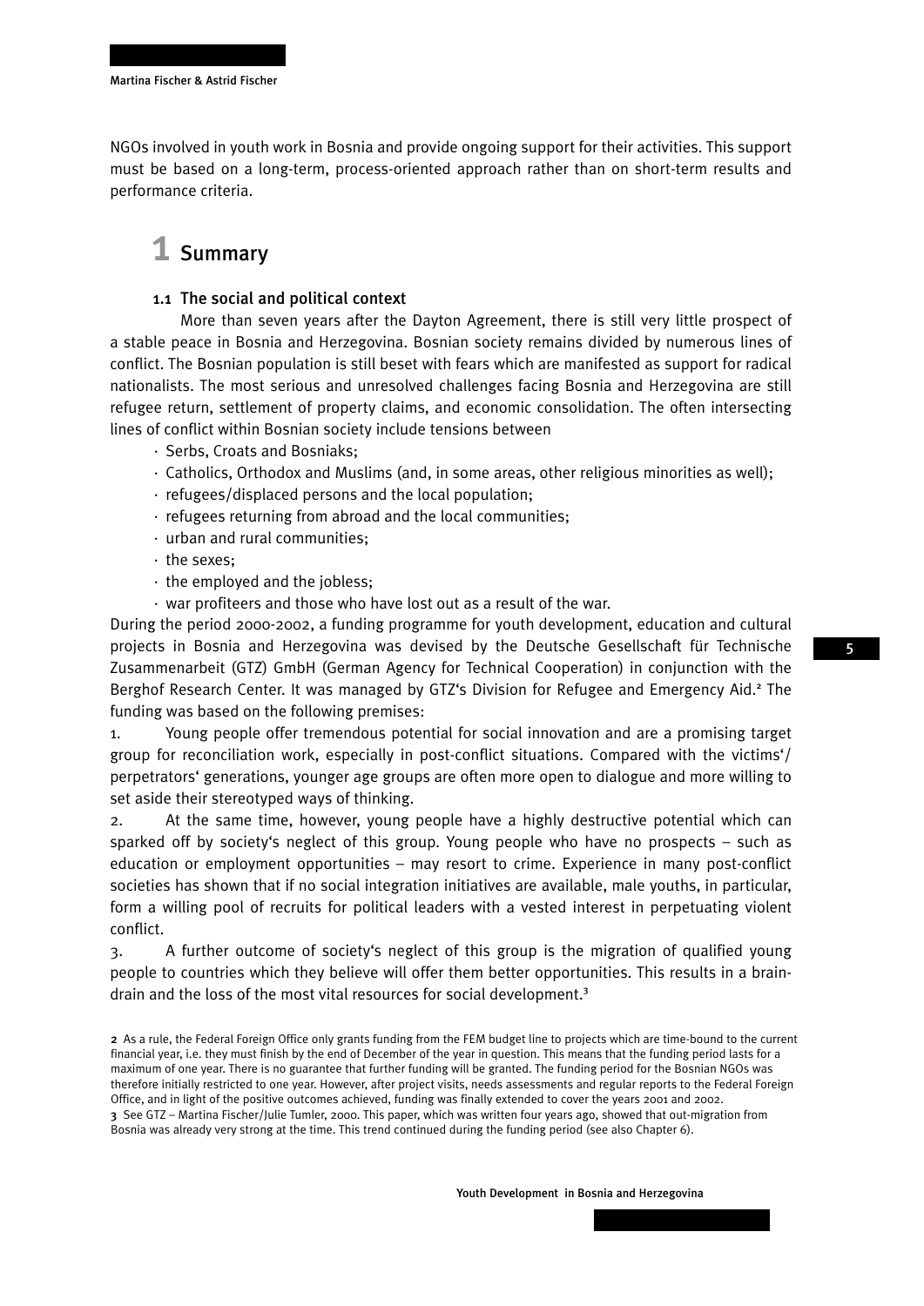NGOs involved in youth work in Bosnia and provide ongoing support for their activities. This support must be based on a long-term, process-oriented approach rather than on short-term results and performance criteria.

# 1 Summary

## 1.1 The social and political context

More than seven years after the Dayton Agreement, there is still very little prospect of a stable peace in Bosnia and Herzegovina. Bosnian society remains divided by numerous lines of conflict. The Bosnian population is still beset with fears which are manifested as support for radical nationalists. The most serious and unresolved challenges facing Bosnia and Herzegovina are still refugee return, settlement of property claims, and economic consolidation. The often intersecting lines of conflict within Bosnian society include tensions between

- Serbs, Croats and Bosniaks;
- Catholics, Orthodox and Muslims (and, in some areas, other religious minorities as well);
- refugees/displaced persons and the local population;
- refugees returning from abroad and the local communities;
- urban and rural communities;
- the sexes;
- the employed and the jobless;
- war profiteers and those who have lost out as a result of the war.

During the period 2000-2002, a funding programme for youth development, education and cultural projects in Bosnia and Herzegovina was devised by the Deutsche Gesellschaft für Technische Zusammenarbeit (GTZ) GmbH (German Agency for Technical Cooperation) in conjunction with the Berghof Research Center. It was managed by GTZ's Division for Refugee and Emergency Aid.[2] The funding was based on the following premises:

1. Young people offer tremendous potential for social innovation and are a promising target group for reconciliation work, especially in post-conflict situations. Compared with the victims'/ perpetrators' generations, younger age groups are often more open to dialogue and more willing to set aside their stereotyped ways of thinking.
2. At the same time, however, young people have a highly destructive potential which can sparked off by society's neglect of this group. Young people who have no prospects – such as education or employment opportunities – may resort to crime. Experience in many post-conflict societies has shown that if no social integration initiatives are available, male youths, in particular, form a willing pool of recruits for political leaders with a vested interest in perpetuating violent conflict.
3. A further outcome of society's neglect of this group is the migration of qualified young people to countries which they believe will offer them better opportunities. This results in a brain-drain and the loss of the most vital resources for social development.[3]

[2] As a rule, the Federal Foreign Office only grants funding from the FEM budget line to projects which are time-bound to the current financial year, i.e. they must finish by the end of December of the year in question. This means that the funding period lasts for a maximum of one year. There is no guarantee that further funding will be granted. The funding period for the Bosnian NGOs was therefore initially restricted to one year. However, after project visits, needs assessments and regular reports to the Federal Foreign Office, and in light of the positive outcomes achieved, funding was finally extended to cover the years 2001 and 2002.

[3] See GTZ – Martina Fischer/Julie Tumler, 2000. This paper, which was written four years ago, showed that out-migration from Bosnia was already very strong at the time. This trend continued during the funding period (see also Chapter 6).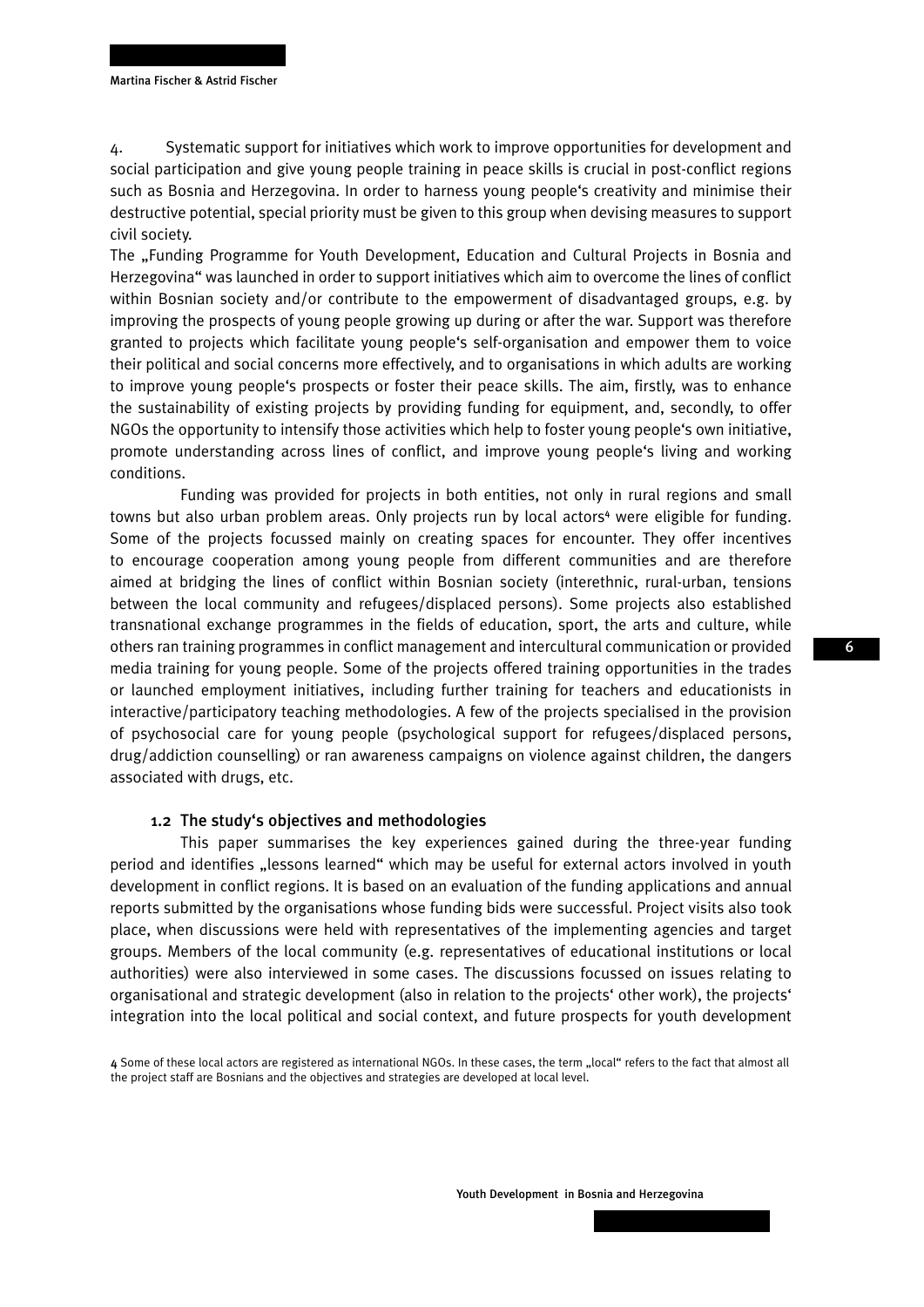4. Systematic support for initiatives which work to improve opportunities for development and social participation and give young people training in peace skills is crucial in post-conflict regions such as Bosnia and Herzegovina. In order to harness young people's creativity and minimise their destructive potential, special priority must be given to this group when devising measures to support civil society.

The „Funding Programme for Youth Development, Education and Cultural Projects in Bosnia and Herzegovina" was launched in order to support initiatives which aim to overcome the lines of conflict within Bosnian society and/or contribute to the empowerment of disadvantaged groups, e.g. by improving the prospects of young people growing up during or after the war. Support was therefore granted to projects which facilitate young people's self-organisation and empower them to voice their political and social concerns more effectively, and to organisations in which adults are working to improve young people's prospects or foster their peace skills. The aim, firstly, was to enhance the sustainability of existing projects by providing funding for equipment, and, secondly, to offer NGOs the opportunity to intensify those activities which help to foster young people's own initiative, promote understanding across lines of conflict, and improve young people's living and working conditions.

Funding was provided for projects in both entities, not only in rural regions and small towns but also urban problem areas. Only projects run by local actors[4] were eligible for funding. Some of the projects focussed mainly on creating spaces for encounter. They offer incentives to encourage cooperation among young people from different communities and are therefore aimed at bridging the lines of conflict within Bosnian society (interethnic, rural-urban, tensions between the local community and refugees/displaced persons). Some projects also established transnational exchange programmes in the fields of education, sport, the arts and culture, while others ran training programmes in conflict management and intercultural communication or provided media training for young people. Some of the projects offered training opportunities in the trades or launched employment initiatives, including further training for teachers and educationists in interactive/participatory teaching methodologies. A few of the projects specialised in the provision of psychosocial care for young people (psychological support for refugees/displaced persons, drug/addiction counselling) or ran awareness campaigns on violence against children, the dangers associated with drugs, etc.

### 1.2 The study's objectives and methodologies

This paper summarises the key experiences gained during the three-year funding period and identifies „lessons learned" which may be useful for external actors involved in youth development in conflict regions. It is based on an evaluation of the funding applications and annual reports submitted by the organisations whose funding bids were successful. Project visits also took place, when discussions were held with representatives of the implementing agencies and target groups. Members of the local community (e.g. representatives of educational institutions or local authorities) were also interviewed in some cases. The discussions focussed on issues relating to organisational and strategic development (also in relation to the projects' other work), the projects' integration into the local political and social context, and future prospects for youth development

[4] Some of these local actors are registered as international NGOs. In these cases, the term „local" refers to the fact that almost all the project staff are Bosnians and the objectives and strategies are developed at local level.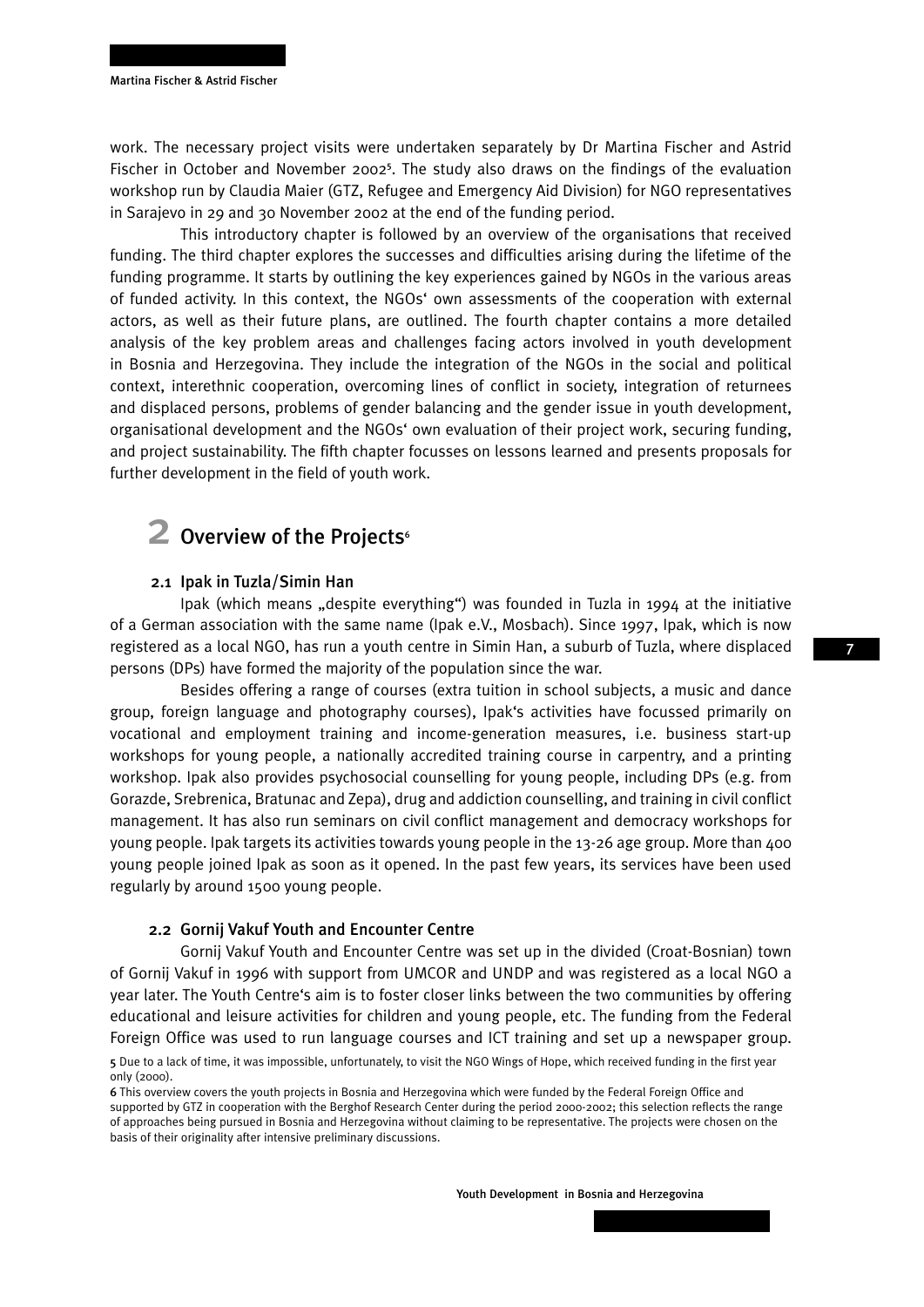work. The necessary project visits were undertaken separately by Dr Martina Fischer and Astrid Fischer in October and November 2002[5]. The study also draws on the findings of the evaluation workshop run by Claudia Maier (GTZ, Refugee and Emergency Aid Division) for NGO representatives in Sarajevo in 29 and 30 November 2002 at the end of the funding period.

This introductory chapter is followed by an overview of the organisations that received funding. The third chapter explores the successes and difficulties arising during the lifetime of the funding programme. It starts by outlining the key experiences gained by NGOs in the various areas of funded activity. In this context, the NGOs' own assessments of the cooperation with external actors, as well as their future plans, are outlined. The fourth chapter contains a more detailed analysis of the key problem areas and challenges facing actors involved in youth development in Bosnia and Herzegovina. They include the integration of the NGOs in the social and political context, interethnic cooperation, overcoming lines of conflict in society, integration of returnees and displaced persons, problems of gender balancing and the gender issue in youth development, organisational development and the NGOs' own evaluation of their project work, securing funding, and project sustainability. The fifth chapter focusses on lessons learned and presents proposals for further development in the field of youth work.

# 2 Overview of the Projects[6]

## 2.1 Ipak in Tuzla/Simin Han

Ipak (which means „despite everything") was founded in Tuzla in 1994 at the initiative of a German association with the same name (Ipak e.V., Mosbach). Since 1997, Ipak, which is now registered as a local NGO, has run a youth centre in Simin Han, a suburb of Tuzla, where displaced persons (DPs) have formed the majority of the population since the war.

Besides offering a range of courses (extra tuition in school subjects, a music and dance group, foreign language and photography courses), Ipak's activities have focussed primarily on vocational and employment training and income-generation measures, i.e. business start-up workshops for young people, a nationally accredited training course in carpentry, and a printing workshop. Ipak also provides psychosocial counselling for young people, including DPs (e.g. from Gorazde, Srebrenica, Bratunac and Zepa), drug and addiction counselling, and training in civil conflict management. It has also run seminars on civil conflict management and democracy workshops for young people. Ipak targets its activities towards young people in the 13-26 age group. More than 400 young people joined Ipak as soon as it opened. In the past few years, its services have been used regularly by around 1500 young people.

## 2.2 Gornij Vakuf Youth and Encounter Centre

Gornij Vakuf Youth and Encounter Centre was set up in the divided (Croat-Bosnian) town of Gornij Vakuf in 1996 with support from UMCOR and UNDP and was registered as a local NGO a year later. The Youth Centre's aim is to foster closer links between the two communities by offering educational and leisure activities for children and young people, etc. The funding from the Federal Foreign Office was used to run language courses and ICT training and set up a newspaper group.

[5] Due to a lack of time, it was impossible, unfortunately, to visit the NGO Wings of Hope, which received funding in the first year only (2000).

[6] This overview covers the youth projects in Bosnia and Herzegovina which were funded by the Federal Foreign Office and supported by GTZ in cooperation with the Berghof Research Center during the period 2000-2002; this selection reflects the range of approaches being pursued in Bosnia and Herzegovina without claiming to be representative. The projects were chosen on the basis of their originality after intensive preliminary discussions.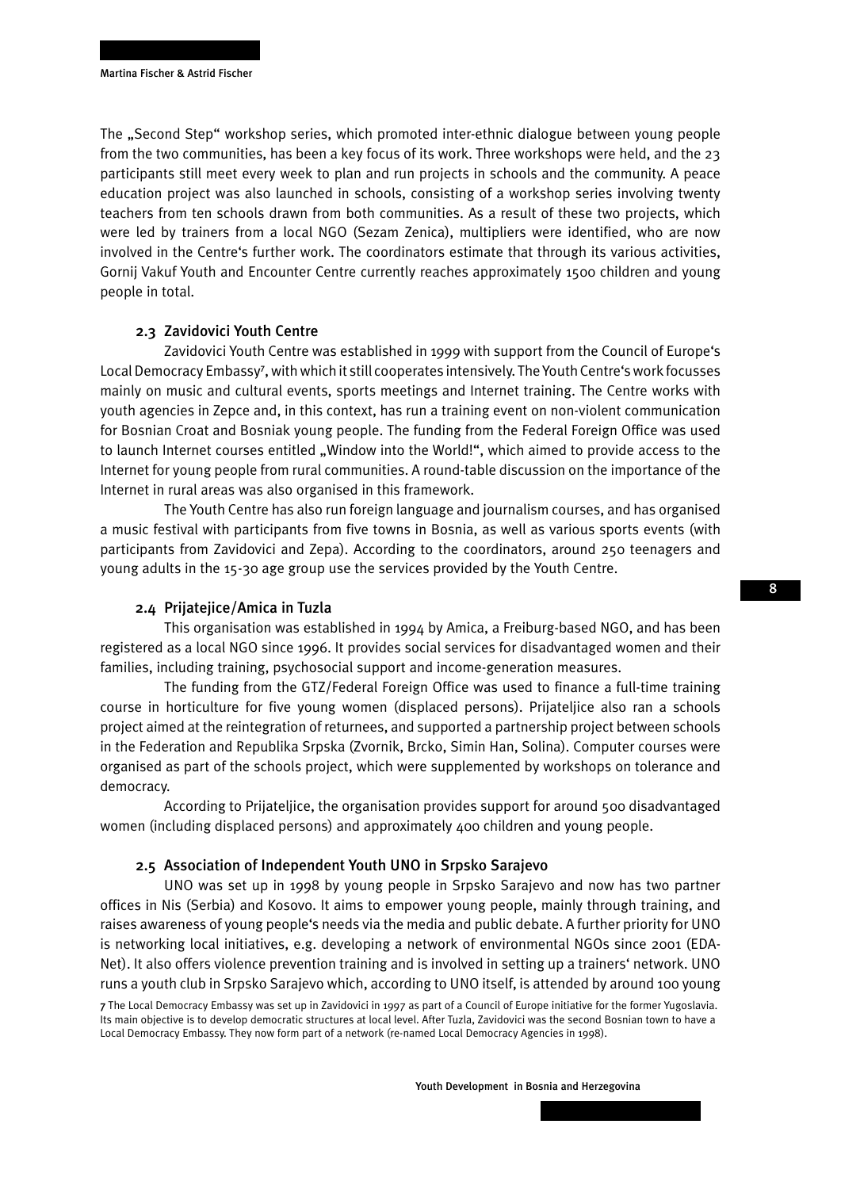The „Second Step" workshop series, which promoted inter-ethnic dialogue between young people from the two communities, has been a key focus of its work. Three workshops were held, and the 23 participants still meet every week to plan and run projects in schools and the community. A peace education project was also launched in schools, consisting of a workshop series involving twenty teachers from ten schools drawn from both communities. As a result of these two projects, which were led by trainers from a local NGO (Sezam Zenica), multipliers were identified, who are now involved in the Centre's further work. The coordinators estimate that through its various activities, Gornij Vakuf Youth and Encounter Centre currently reaches approximately 1500 children and young people in total.

### 2.3 Zavidovici Youth Centre

Zavidovici Youth Centre was established in 1999 with support from the Council of Europe's Local Democracy Embassy[7], with which it still cooperates intensively. The Youth Centre's work focusses mainly on music and cultural events, sports meetings and Internet training. The Centre works with youth agencies in Zepce and, in this context, has run a training event on non-violent communication for Bosnian Croat and Bosniak young people. The funding from the Federal Foreign Office was used to launch Internet courses entitled „Window into the World!", which aimed to provide access to the Internet for young people from rural communities. A round-table discussion on the importance of the Internet in rural areas was also organised in this framework.

The Youth Centre has also run foreign language and journalism courses, and has organised a music festival with participants from five towns in Bosnia, as well as various sports events (with participants from Zavidovici and Zepa). According to the coordinators, around 250 teenagers and young adults in the 15-30 age group use the services provided by the Youth Centre.

### 2.4 Prijatejice/Amica in Tuzla

This organisation was established in 1994 by Amica, a Freiburg-based NGO, and has been registered as a local NGO since 1996. It provides social services for disadvantaged women and their families, including training, psychosocial support and income-generation measures.

The funding from the GTZ/Federal Foreign Office was used to finance a full-time training course in horticulture for five young women (displaced persons). Prijateljice also ran a schools project aimed at the reintegration of returnees, and supported a partnership project between schools in the Federation and Republika Srpska (Zvornik, Brcko, Simin Han, Solina). Computer courses were organised as part of the schools project, which were supplemented by workshops on tolerance and democracy.

According to Prijateljice, the organisation provides support for around 500 disadvantaged women (including displaced persons) and approximately 400 children and young people.

### 2.5 Association of Independent Youth UNO in Srpsko Sarajevo

UNO was set up in 1998 by young people in Srpsko Sarajevo and now has two partner offices in Nis (Serbia) and Kosovo. It aims to empower young people, mainly through training, and raises awareness of young people's needs via the media and public debate. A further priority for UNO is networking local initiatives, e.g. developing a network of environmental NGOs since 2001 (EDA-Net). It also offers violence prevention training and is involved in setting up a trainers' network. UNO runs a youth club in Srpsko Sarajevo which, according to UNO itself, is attended by around 100 young

[7] The Local Democracy Embassy was set up in Zavidovici in 1997 as part of a Council of Europe initiative for the former Yugoslavia. Its main objective is to develop democratic structures at local level. After Tuzla, Zavidovici was the second Bosnian town to have a Local Democracy Embassy. They now form part of a network (re-named Local Democracy Agencies in 1998).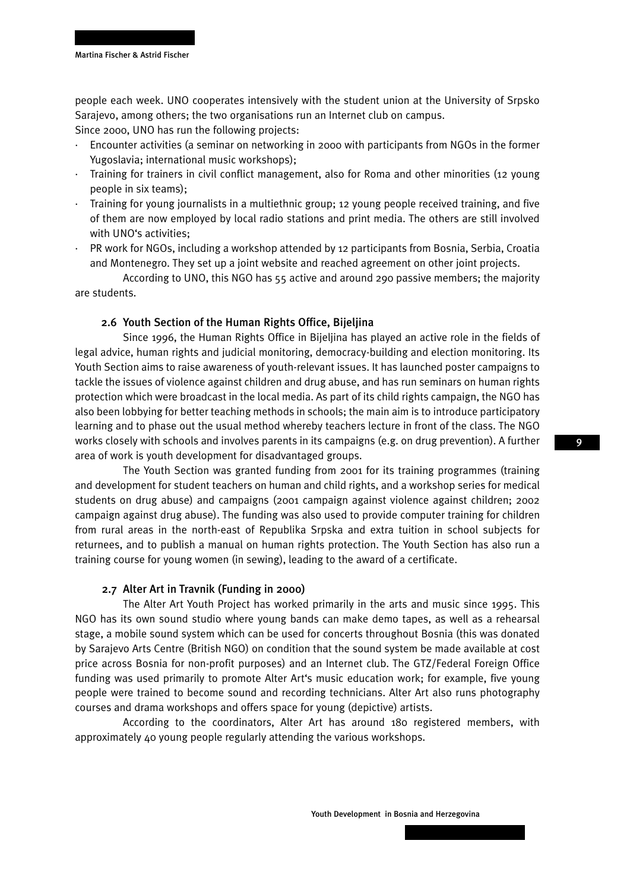people each week. UNO cooperates intensively with the student union at the University of Srpsko Sarajevo, among others; the two organisations run an Internet club on campus.

Since 2000, UNO has run the following projects:

- Encounter activities (a seminar on networking in 2000 with participants from NGOs in the former Yugoslavia; international music workshops);
- Training for trainers in civil conflict management, also for Roma and other minorities (12 young people in six teams);
- Training for young journalists in a multiethnic group; 12 young people received training, and five of them are now employed by local radio stations and print media. The others are still involved with UNO's activities;
- PR work for NGOs, including a workshop attended by 12 participants from Bosnia, Serbia, Croatia and Montenegro. They set up a joint website and reached agreement on other joint projects.

According to UNO, this NGO has 55 active and around 290 passive members; the majority are students.

### 2.6 Youth Section of the Human Rights Office, Bijeljina

Since 1996, the Human Rights Office in Bijeljina has played an active role in the fields of legal advice, human rights and judicial monitoring, democracy-building and election monitoring. Its Youth Section aims to raise awareness of youth-relevant issues. It has launched poster campaigns to tackle the issues of violence against children and drug abuse, and has run seminars on human rights protection which were broadcast in the local media. As part of its child rights campaign, the NGO has also been lobbying for better teaching methods in schools; the main aim is to introduce participatory learning and to phase out the usual method whereby teachers lecture in front of the class. The NGO works closely with schools and involves parents in its campaigns (e.g. on drug prevention). A further area of work is youth development for disadvantaged groups.

The Youth Section was granted funding from 2001 for its training programmes (training and development for student teachers on human and child rights, and a workshop series for medical students on drug abuse) and campaigns (2001 campaign against violence against children; 2002 campaign against drug abuse). The funding was also used to provide computer training for children from rural areas in the north-east of Republika Srpska and extra tuition in school subjects for returnees, and to publish a manual on human rights protection. The Youth Section has also run a training course for young women (in sewing), leading to the award of a certificate.

### 2.7 Alter Art in Travnik (Funding in 2000)

The Alter Art Youth Project has worked primarily in the arts and music since 1995. This NGO has its own sound studio where young bands can make demo tapes, as well as a rehearsal stage, a mobile sound system which can be used for concerts throughout Bosnia (this was donated by Sarajevo Arts Centre (British NGO) on condition that the sound system be made available at cost price across Bosnia for non-profit purposes) and an Internet club. The GTZ/Federal Foreign Office funding was used primarily to promote Alter Art's music education work; for example, five young people were trained to become sound and recording technicians. Alter Art also runs photography courses and drama workshops and offers space for young (depictive) artists.

According to the coordinators, Alter Art has around 180 registered members, with approximately 40 young people regularly attending the various workshops.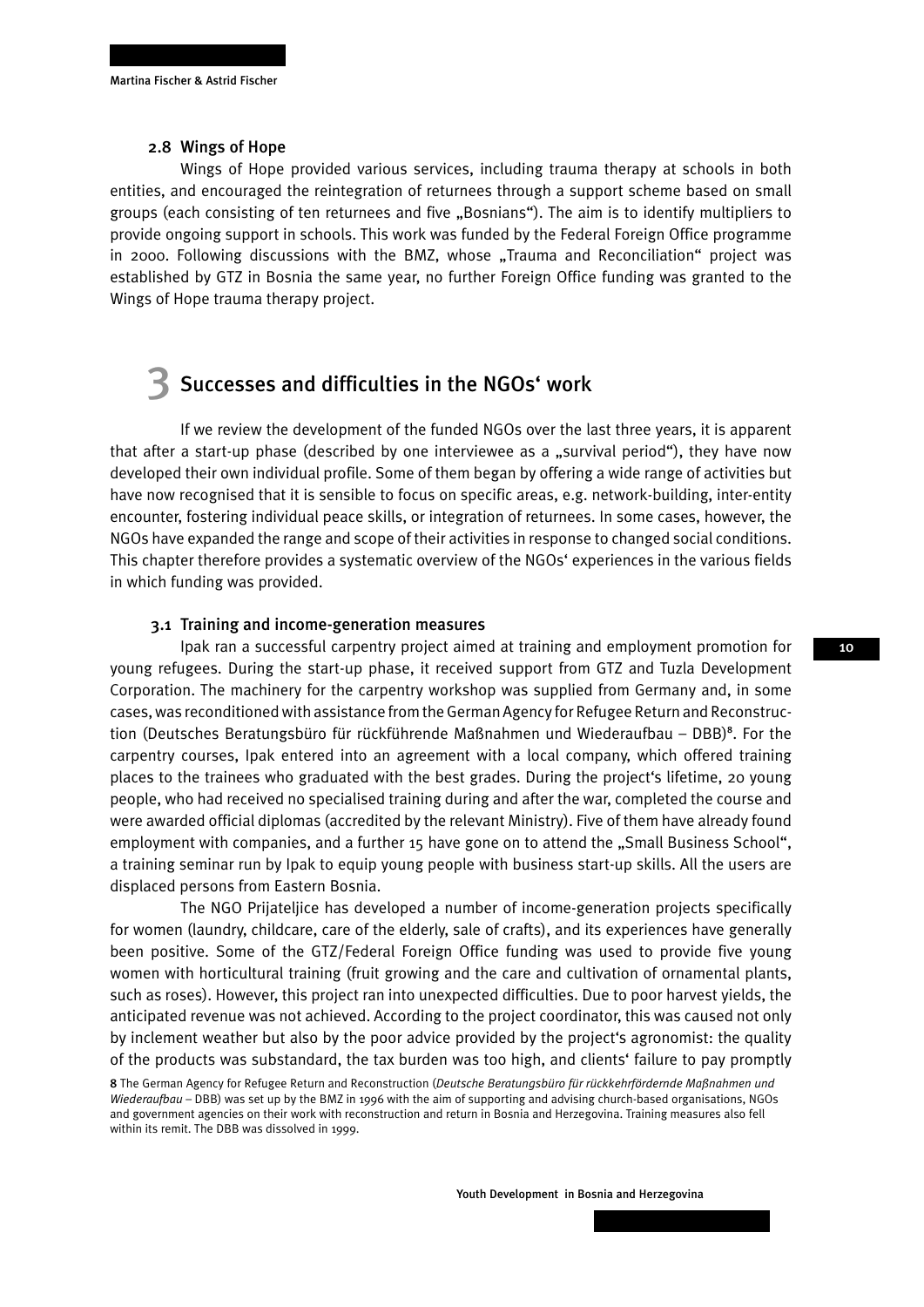### 2.8 Wings of Hope

Wings of Hope provided various services, including trauma therapy at schools in both entities, and encouraged the reintegration of returnees through a support scheme based on small groups (each consisting of ten returnees and five „Bosnians"). The aim is to identify multipliers to provide ongoing support in schools. This work was funded by the Federal Foreign Office programme in 2000. Following discussions with the BMZ, whose „Trauma and Reconciliation" project was established by GTZ in Bosnia the same year, no further Foreign Office funding was granted to the Wings of Hope trauma therapy project.

## 3 Successes and difficulties in the NGOs' work

If we review the development of the funded NGOs over the last three years, it is apparent that after a start-up phase (described by one interviewee as a „survival period"), they have now developed their own individual profile. Some of them began by offering a wide range of activities but have now recognised that it is sensible to focus on specific areas, e.g. network-building, inter-entity encounter, fostering individual peace skills, or integration of returnees. In some cases, however, the NGOs have expanded the range and scope of their activities in response to changed social conditions. This chapter therefore provides a systematic overview of the NGOs' experiences in the various fields in which funding was provided.

### 3.1 Training and income-generation measures

Ipak ran a successful carpentry project aimed at training and employment promotion for young refugees. During the start-up phase, it received support from GTZ and Tuzla Development Corporation. The machinery for the carpentry workshop was supplied from Germany and, in some cases, was reconditioned with assistance from the German Agency for Refugee Return and Reconstruction (Deutsches Beratungsbüro für rückführende Maßnahmen und Wiederaufbau – DBB)[8]. For the carpentry courses, Ipak entered into an agreement with a local company, which offered training places to the trainees who graduated with the best grades. During the project's lifetime, 20 young people, who had received no specialised training during and after the war, completed the course and were awarded official diplomas (accredited by the relevant Ministry). Five of them have already found employment with companies, and a further 15 have gone on to attend the „Small Business School", a training seminar run by Ipak to equip young people with business start-up skills. All the users are displaced persons from Eastern Bosnia.

The NGO Prijateljice has developed a number of income-generation projects specifically for women (laundry, childcare, care of the elderly, sale of crafts), and its experiences have generally been positive. Some of the GTZ/Federal Foreign Office funding was used to provide five young women with horticultural training (fruit growing and the care and cultivation of ornamental plants, such as roses). However, this project ran into unexpected difficulties. Due to poor harvest yields, the anticipated revenue was not achieved. According to the project coordinator, this was caused not only by inclement weather but also by the poor advice provided by the project's agronomist: the quality of the products was substandard, the tax burden was too high, and clients' failure to pay promptly

[8] The German Agency for Refugee Return and Reconstruction (*Deutsche Beratungsbüro für rückkehrfördernde Maßnahmen und Wiederaufbau* – DBB) was set up by the BMZ in 1996 with the aim of supporting and advising church-based organisations, NGOs and government agencies on their work with reconstruction and return in Bosnia and Herzegovina. Training measures also fell within its remit. The DBB was dissolved in 1999.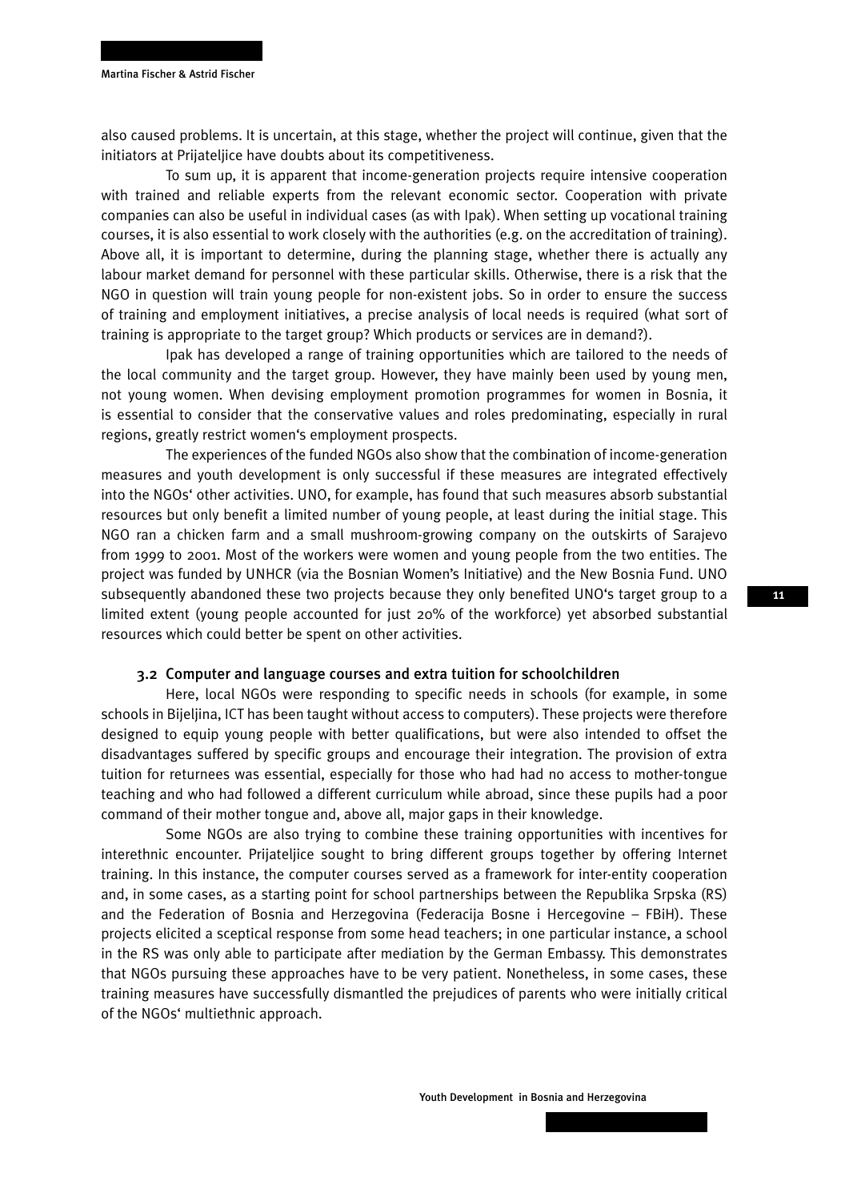also caused problems. It is uncertain, at this stage, whether the project will continue, given that the initiators at Prijateljice have doubts about its competitiveness.

To sum up, it is apparent that income-generation projects require intensive cooperation with trained and reliable experts from the relevant economic sector. Cooperation with private companies can also be useful in individual cases (as with Ipak). When setting up vocational training courses, it is also essential to work closely with the authorities (e.g. on the accreditation of training). Above all, it is important to determine, during the planning stage, whether there is actually any labour market demand for personnel with these particular skills. Otherwise, there is a risk that the NGO in question will train young people for non-existent jobs. So in order to ensure the success of training and employment initiatives, a precise analysis of local needs is required (what sort of training is appropriate to the target group? Which products or services are in demand?).

Ipak has developed a range of training opportunities which are tailored to the needs of the local community and the target group. However, they have mainly been used by young men, not young women. When devising employment promotion programmes for women in Bosnia, it is essential to consider that the conservative values and roles predominating, especially in rural regions, greatly restrict women‘s employment prospects.

The experiences of the funded NGOs also show that the combination of income-generation measures and youth development is only successful if these measures are integrated effectively into the NGOs‘ other activities. UNO, for example, has found that such measures absorb substantial resources but only benefit a limited number of young people, at least during the initial stage. This NGO ran a chicken farm and a small mushroom-growing company on the outskirts of Sarajevo from 1999 to 2001. Most of the workers were women and young people from the two entities. The project was funded by UNHCR (via the Bosnian Women’s Initiative) and the New Bosnia Fund. UNO subsequently abandoned these two projects because they only benefited UNO‘s target group to a limited extent (young people accounted for just 20% of the workforce) yet absorbed substantial resources which could better be spent on other activities.

### 3.2 Computer and language courses and extra tuition for schoolchildren

Here, local NGOs were responding to specific needs in schools (for example, in some schools in Bijeljina, ICT has been taught without access to computers). These projects were therefore designed to equip young people with better qualifications, but were also intended to offset the disadvantages suffered by specific groups and encourage their integration. The provision of extra tuition for returnees was essential, especially for those who had had no access to mother-tongue teaching and who had followed a different curriculum while abroad, since these pupils had a poor command of their mother tongue and, above all, major gaps in their knowledge.

Some NGOs are also trying to combine these training opportunities with incentives for interethnic encounter. Prijateljice sought to bring different groups together by offering Internet training. In this instance, the computer courses served as a framework for inter-entity cooperation and, in some cases, as a starting point for school partnerships between the Republika Srpska (RS) and the Federation of Bosnia and Herzegovina (Federacija Bosne i Hercegovine – FBiH). These projects elicited a sceptical response from some head teachers; in one particular instance, a school in the RS was only able to participate after mediation by the German Embassy. This demonstrates that NGOs pursuing these approaches have to be very patient. Nonetheless, in some cases, these training measures have successfully dismantled the prejudices of parents who were initially critical of the NGOs‘ multiethnic approach.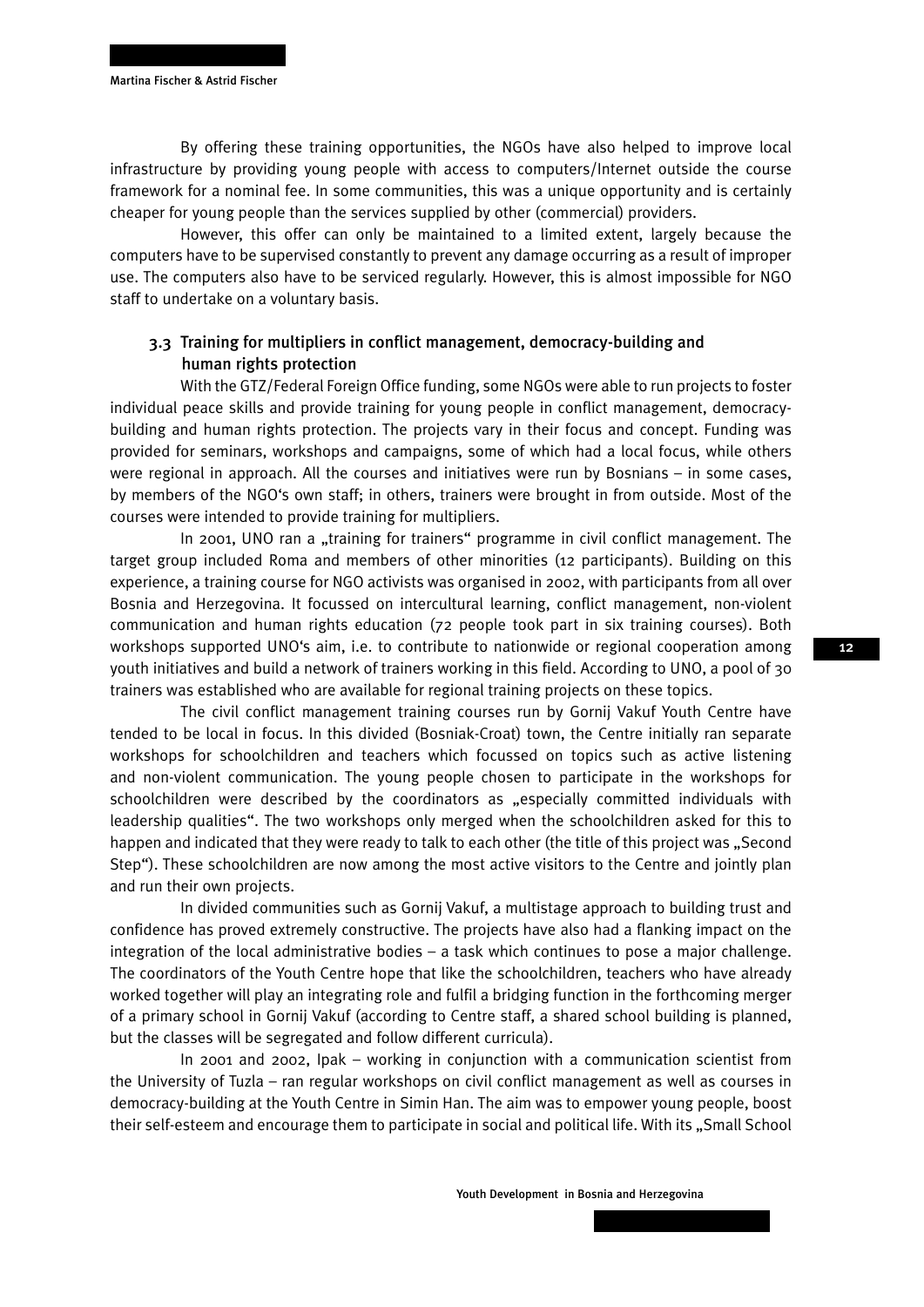By offering these training opportunities, the NGOs have also helped to improve local infrastructure by providing young people with access to computers/Internet outside the course framework for a nominal fee. In some communities, this was a unique opportunity and is certainly cheaper for young people than the services supplied by other (commercial) providers.

However, this offer can only be maintained to a limited extent, largely because the computers have to be supervised constantly to prevent any damage occurring as a result of improper use. The computers also have to be serviced regularly. However, this is almost impossible for NGO staff to undertake on a voluntary basis.

### 3.3 Training for multipliers in conflict management, democracy-building and human rights protection

With the GTZ/Federal Foreign Office funding, some NGOs were able to run projects to foster individual peace skills and provide training for young people in conflict management, democracy-building and human rights protection. The projects vary in their focus and concept. Funding was provided for seminars, workshops and campaigns, some of which had a local focus, while others were regional in approach. All the courses and initiatives were run by Bosnians – in some cases, by members of the NGO's own staff; in others, trainers were brought in from outside. Most of the courses were intended to provide training for multipliers.

In 2001, UNO ran a „training for trainers" programme in civil conflict management. The target group included Roma and members of other minorities (12 participants). Building on this experience, a training course for NGO activists was organised in 2002, with participants from all over Bosnia and Herzegovina. It focussed on intercultural learning, conflict management, non-violent communication and human rights education (72 people took part in six training courses). Both workshops supported UNO's aim, i.e. to contribute to nationwide or regional cooperation among youth initiatives and build a network of trainers working in this field. According to UNO, a pool of 30 trainers was established who are available for regional training projects on these topics.

The civil conflict management training courses run by Gornij Vakuf Youth Centre have tended to be local in focus. In this divided (Bosniak-Croat) town, the Centre initially ran separate workshops for schoolchildren and teachers which focussed on topics such as active listening and non-violent communication. The young people chosen to participate in the workshops for schoolchildren were described by the coordinators as „especially committed individuals with leadership qualities". The two workshops only merged when the schoolchildren asked for this to happen and indicated that they were ready to talk to each other (the title of this project was „Second Step"). These schoolchildren are now among the most active visitors to the Centre and jointly plan and run their own projects.

In divided communities such as Gornij Vakuf, a multistage approach to building trust and confidence has proved extremely constructive. The projects have also had a flanking impact on the integration of the local administrative bodies – a task which continues to pose a major challenge. The coordinators of the Youth Centre hope that like the schoolchildren, teachers who have already worked together will play an integrating role and fulfil a bridging function in the forthcoming merger of a primary school in Gornij Vakuf (according to Centre staff, a shared school building is planned, but the classes will be segregated and follow different curricula).

In 2001 and 2002, Ipak – working in conjunction with a communication scientist from the University of Tuzla – ran regular workshops on civil conflict management as well as courses in democracy-building at the Youth Centre in Simin Han. The aim was to empower young people, boost their self-esteem and encourage them to participate in social and political life. With its „Small School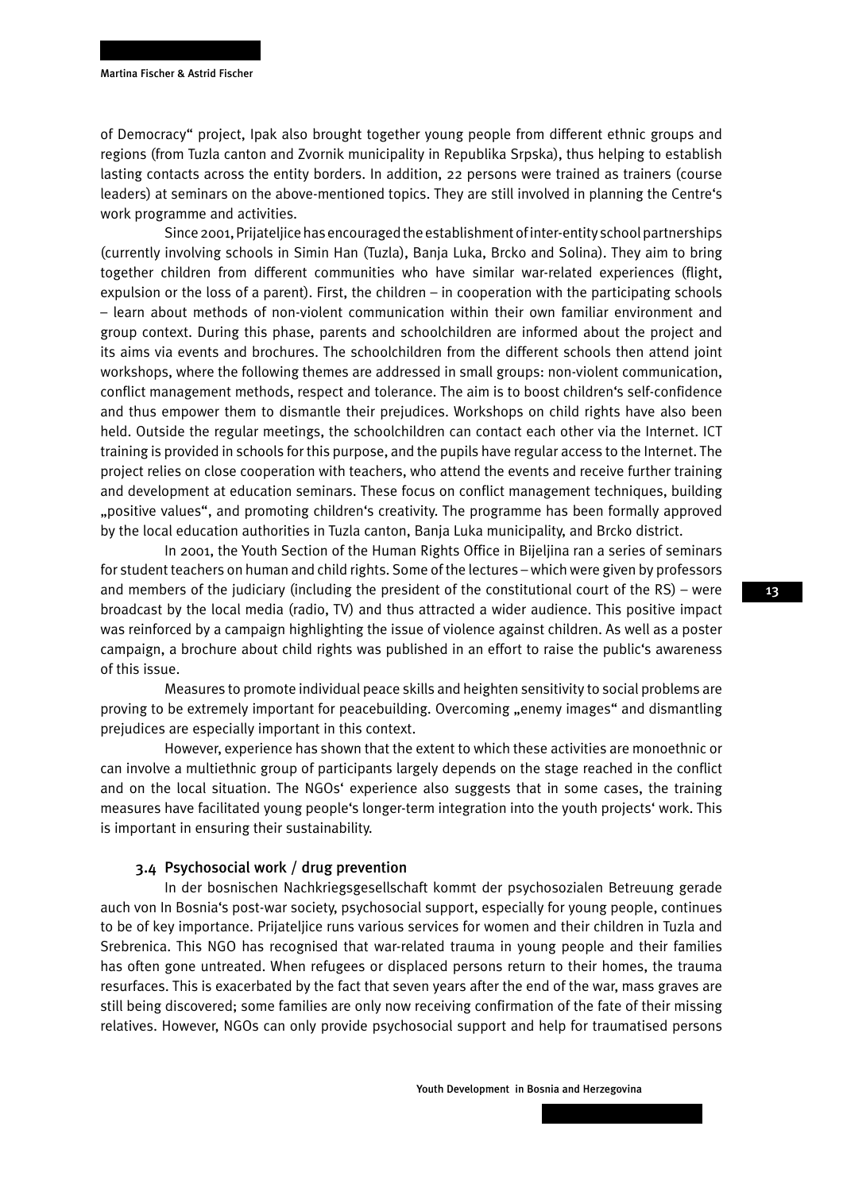of Democracy" project, Ipak also brought together young people from different ethnic groups and regions (from Tuzla canton and Zvornik municipality in Republika Srpska), thus helping to establish lasting contacts across the entity borders. In addition, 22 persons were trained as trainers (course leaders) at seminars on the above-mentioned topics. They are still involved in planning the Centre's work programme and activities.

Since 2001, Prijateljice has encouraged the establishment of inter-entity school partnerships (currently involving schools in Simin Han (Tuzla), Banja Luka, Brcko and Solina). They aim to bring together children from different communities who have similar war-related experiences (flight, expulsion or the loss of a parent). First, the children – in cooperation with the participating schools – learn about methods of non-violent communication within their own familiar environment and group context. During this phase, parents and schoolchildren are informed about the project and its aims via events and brochures. The schoolchildren from the different schools then attend joint workshops, where the following themes are addressed in small groups: non-violent communication, conflict management methods, respect and tolerance. The aim is to boost children's self-confidence and thus empower them to dismantle their prejudices. Workshops on child rights have also been held. Outside the regular meetings, the schoolchildren can contact each other via the Internet. ICT training is provided in schools for this purpose, and the pupils have regular access to the Internet. The project relies on close cooperation with teachers, who attend the events and receive further training and development at education seminars. These focus on conflict management techniques, building „positive values", and promoting children's creativity. The programme has been formally approved by the local education authorities in Tuzla canton, Banja Luka municipality, and Brcko district.

In 2001, the Youth Section of the Human Rights Office in Bijeljina ran a series of seminars for student teachers on human and child rights. Some of the lectures – which were given by professors and members of the judiciary (including the president of the constitutional court of the RS) – were broadcast by the local media (radio, TV) and thus attracted a wider audience. This positive impact was reinforced by a campaign highlighting the issue of violence against children. As well as a poster campaign, a brochure about child rights was published in an effort to raise the public's awareness of this issue.

Measures to promote individual peace skills and heighten sensitivity to social problems are proving to be extremely important for peacebuilding. Overcoming „enemy images" and dismantling prejudices are especially important in this context.

However, experience has shown that the extent to which these activities are monoethnic or can involve a multiethnic group of participants largely depends on the stage reached in the conflict and on the local situation. The NGOs' experience also suggests that in some cases, the training measures have facilitated young people's longer-term integration into the youth projects' work. This is important in ensuring their sustainability.

### 3.4 Psychosocial work / drug prevention

In der bosnischen Nachkriegsgesellschaft kommt der psychosozialen Betreuung gerade auch von In Bosnia's post-war society, psychosocial support, especially for young people, continues to be of key importance. Prijateljice runs various services for women and their children in Tuzla and Srebrenica. This NGO has recognised that war-related trauma in young people and their families has often gone untreated. When refugees or displaced persons return to their homes, the trauma resurfaces. This is exacerbated by the fact that seven years after the end of the war, mass graves are still being discovered; some families are only now receiving confirmation of the fate of their missing relatives. However, NGOs can only provide psychosocial support and help for traumatised persons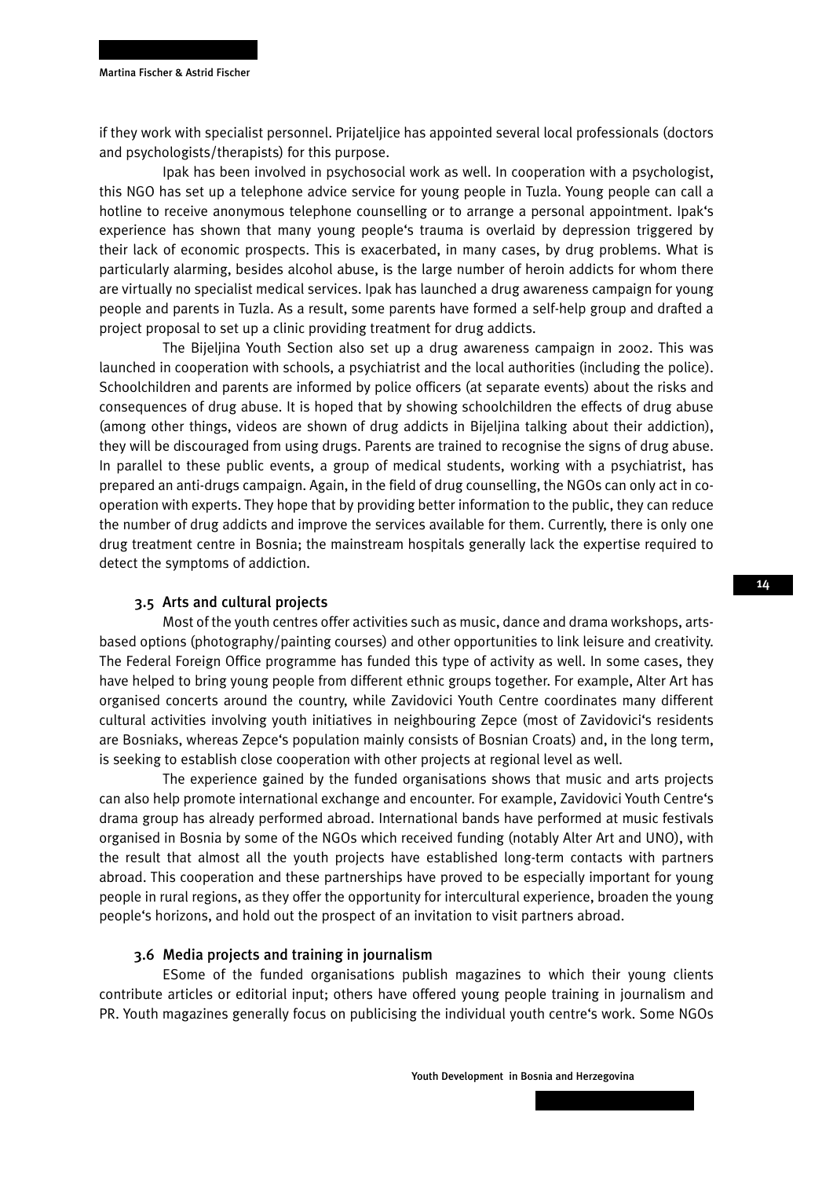if they work with specialist personnel. Prijateljice has appointed several local professionals (doctors and psychologists/therapists) for this purpose.

Ipak has been involved in psychosocial work as well. In cooperation with a psychologist, this NGO has set up a telephone advice service for young people in Tuzla. Young people can call a hotline to receive anonymous telephone counselling or to arrange a personal appointment. Ipak's experience has shown that many young people's trauma is overlaid by depression triggered by their lack of economic prospects. This is exacerbated, in many cases, by drug problems. What is particularly alarming, besides alcohol abuse, is the large number of heroin addicts for whom there are virtually no specialist medical services. Ipak has launched a drug awareness campaign for young people and parents in Tuzla. As a result, some parents have formed a self-help group and drafted a project proposal to set up a clinic providing treatment for drug addicts.

The Bijeljina Youth Section also set up a drug awareness campaign in 2002. This was launched in cooperation with schools, a psychiatrist and the local authorities (including the police). Schoolchildren and parents are informed by police officers (at separate events) about the risks and consequences of drug abuse. It is hoped that by showing schoolchildren the effects of drug abuse (among other things, videos are shown of drug addicts in Bijeljina talking about their addiction), they will be discouraged from using drugs. Parents are trained to recognise the signs of drug abuse. In parallel to these public events, a group of medical students, working with a psychiatrist, has prepared an anti-drugs campaign. Again, in the field of drug counselling, the NGOs can only act in co-operation with experts. They hope that by providing better information to the public, they can reduce the number of drug addicts and improve the services available for them. Currently, there is only one drug treatment centre in Bosnia; the mainstream hospitals generally lack the expertise required to detect the symptoms of addiction.

### 3.5 Arts and cultural projects

Most of the youth centres offer activities such as music, dance and drama workshops, arts-based options (photography/painting courses) and other opportunities to link leisure and creativity. The Federal Foreign Office programme has funded this type of activity as well. In some cases, they have helped to bring young people from different ethnic groups together. For example, Alter Art has organised concerts around the country, while Zavidovici Youth Centre coordinates many different cultural activities involving youth initiatives in neighbouring Zepce (most of Zavidovici's residents are Bosniaks, whereas Zepce's population mainly consists of Bosnian Croats) and, in the long term, is seeking to establish close cooperation with other projects at regional level as well.

The experience gained by the funded organisations shows that music and arts projects can also help promote international exchange and encounter. For example, Zavidovici Youth Centre's drama group has already performed abroad. International bands have performed at music festivals organised in Bosnia by some of the NGOs which received funding (notably Alter Art and UNO), with the result that almost all the youth projects have established long-term contacts with partners abroad. This cooperation and these partnerships have proved to be especially important for young people in rural regions, as they offer the opportunity for intercultural experience, broaden the young people's horizons, and hold out the prospect of an invitation to visit partners abroad.

### 3.6 Media projects and training in journalism

ESome of the funded organisations publish magazines to which their young clients contribute articles or editorial input; others have offered young people training in journalism and PR. Youth magazines generally focus on publicising the individual youth centre's work. Some NGOs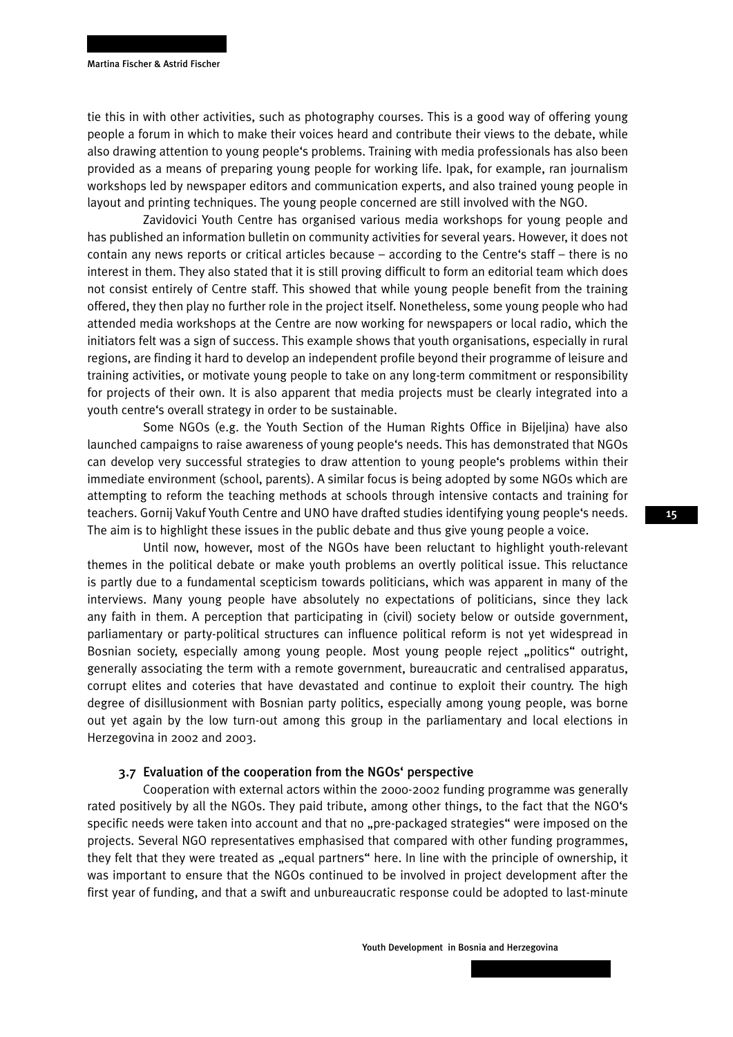tie this in with other activities, such as photography courses. This is a good way of offering young people a forum in which to make their voices heard and contribute their views to the debate, while also drawing attention to young people's problems. Training with media professionals has also been provided as a means of preparing young people for working life. Ipak, for example, ran journalism workshops led by newspaper editors and communication experts, and also trained young people in layout and printing techniques. The young people concerned are still involved with the NGO.

Zavidovici Youth Centre has organised various media workshops for young people and has published an information bulletin on community activities for several years. However, it does not contain any news reports or critical articles because – according to the Centre's staff – there is no interest in them. They also stated that it is still proving difficult to form an editorial team which does not consist entirely of Centre staff. This showed that while young people benefit from the training offered, they then play no further role in the project itself. Nonetheless, some young people who had attended media workshops at the Centre are now working for newspapers or local radio, which the initiators felt was a sign of success. This example shows that youth organisations, especially in rural regions, are finding it hard to develop an independent profile beyond their programme of leisure and training activities, or motivate young people to take on any long-term commitment or responsibility for projects of their own. It is also apparent that media projects must be clearly integrated into a youth centre's overall strategy in order to be sustainable.

Some NGOs (e.g. the Youth Section of the Human Rights Office in Bijeljina) have also launched campaigns to raise awareness of young people's needs. This has demonstrated that NGOs can develop very successful strategies to draw attention to young people's problems within their immediate environment (school, parents). A similar focus is being adopted by some NGOs which are attempting to reform the teaching methods at schools through intensive contacts and training for teachers. Gornij Vakuf Youth Centre and UNO have drafted studies identifying young people's needs. The aim is to highlight these issues in the public debate and thus give young people a voice.

Until now, however, most of the NGOs have been reluctant to highlight youth-relevant themes in the political debate or make youth problems an overtly political issue. This reluctance is partly due to a fundamental scepticism towards politicians, which was apparent in many of the interviews. Many young people have absolutely no expectations of politicians, since they lack any faith in them. A perception that participating in (civil) society below or outside government, parliamentary or party-political structures can influence political reform is not yet widespread in Bosnian society, especially among young people. Most young people reject „politics" outright, generally associating the term with a remote government, bureaucratic and centralised apparatus, corrupt elites and coteries that have devastated and continue to exploit their country. The high degree of disillusionment with Bosnian party politics, especially among young people, was borne out yet again by the low turn-out among this group in the parliamentary and local elections in Herzegovina in 2002 and 2003.

### 3.7 Evaluation of the cooperation from the NGOs' perspective

Cooperation with external actors within the 2000-2002 funding programme was generally rated positively by all the NGOs. They paid tribute, among other things, to the fact that the NGO's specific needs were taken into account and that no „pre-packaged strategies" were imposed on the projects. Several NGO representatives emphasised that compared with other funding programmes, they felt that they were treated as „equal partners" here. In line with the principle of ownership, it was important to ensure that the NGOs continued to be involved in project development after the first year of funding, and that a swift and unbureaucratic response could be adopted to last-minute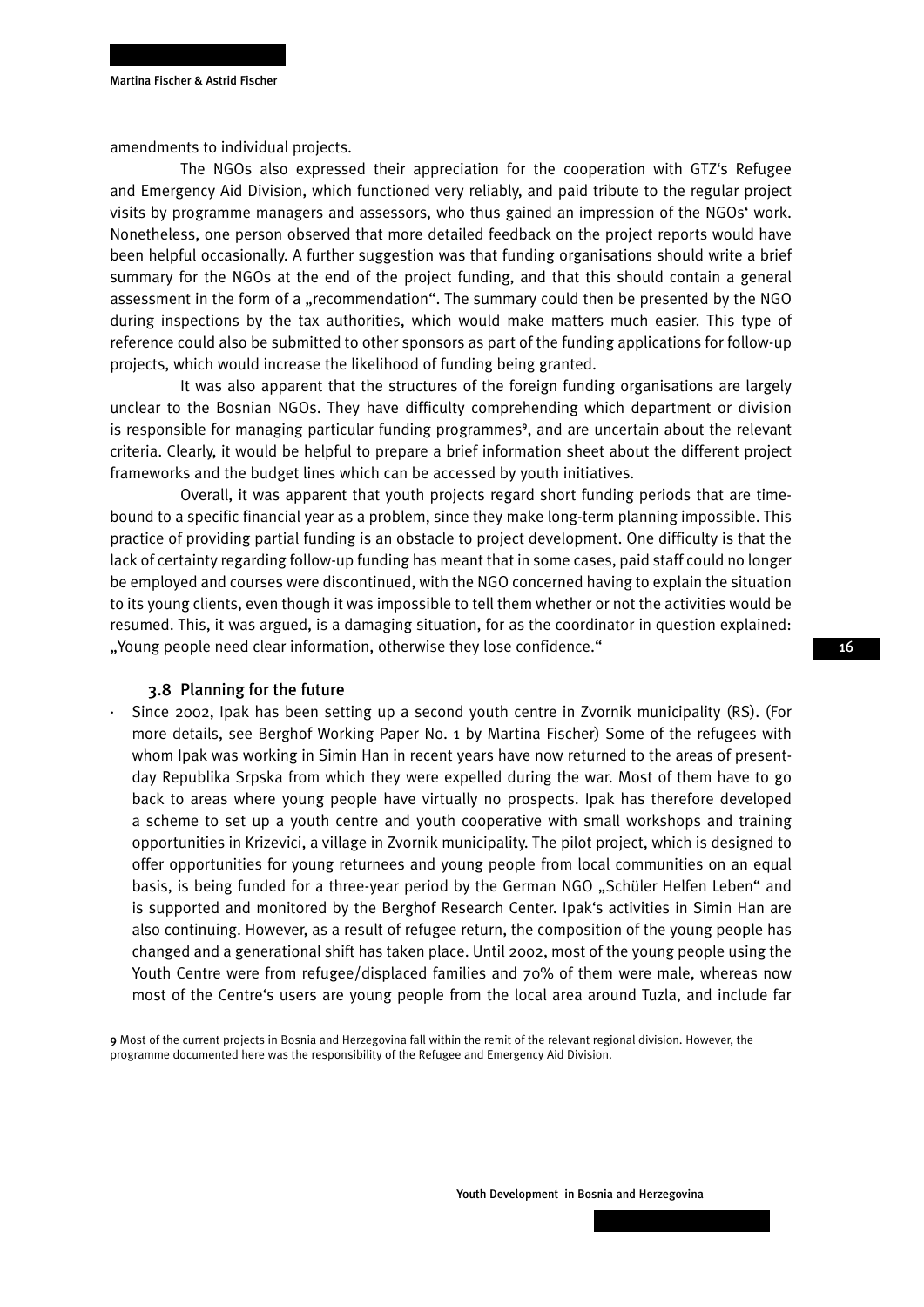amendments to individual projects.

The NGOs also expressed their appreciation for the cooperation with GTZ's Refugee and Emergency Aid Division, which functioned very reliably, and paid tribute to the regular project visits by programme managers and assessors, who thus gained an impression of the NGOs' work. Nonetheless, one person observed that more detailed feedback on the project reports would have been helpful occasionally. A further suggestion was that funding organisations should write a brief summary for the NGOs at the end of the project funding, and that this should contain a general assessment in the form of a „recommendation". The summary could then be presented by the NGO during inspections by the tax authorities, which would make matters much easier. This type of reference could also be submitted to other sponsors as part of the funding applications for follow-up projects, which would increase the likelihood of funding being granted.

It was also apparent that the structures of the foreign funding organisations are largely unclear to the Bosnian NGOs. They have difficulty comprehending which department or division is responsible for managing particular funding programmes[9], and are uncertain about the relevant criteria. Clearly, it would be helpful to prepare a brief information sheet about the different project frameworks and the budget lines which can be accessed by youth initiatives.

Overall, it was apparent that youth projects regard short funding periods that are time-bound to a specific financial year as a problem, since they make long-term planning impossible. This practice of providing partial funding is an obstacle to project development. One difficulty is that the lack of certainty regarding follow-up funding has meant that in some cases, paid staff could no longer be employed and courses were discontinued, with the NGO concerned having to explain the situation to its young clients, even though it was impossible to tell them whether or not the activities would be resumed. This, it was argued, is a damaging situation, for as the coordinator in question explained: „Young people need clear information, otherwise they lose confidence."

### 3.8 Planning for the future

- Since 2002, Ipak has been setting up a second youth centre in Zvornik municipality (RS). (For more details, see Berghof Working Paper No. 1 by Martina Fischer) Some of the refugees with whom Ipak was working in Simin Han in recent years have now returned to the areas of present-day Republika Srpska from which they were expelled during the war. Most of them have to go back to areas where young people have virtually no prospects. Ipak has therefore developed a scheme to set up a youth centre and youth cooperative with small workshops and training opportunities in Krizevici, a village in Zvornik municipality. The pilot project, which is designed to offer opportunities for young returnees and young people from local communities on an equal basis, is being funded for a three-year period by the German NGO „Schüler Helfen Leben" and is supported and monitored by the Berghof Research Center. Ipak's activities in Simin Han are also continuing. However, as a result of refugee return, the composition of the young people has changed and a generational shift has taken place. Until 2002, most of the young people using the Youth Centre were from refugee/displaced families and 70% of them were male, whereas now most of the Centre's users are young people from the local area around Tuzla, and include far

[9] Most of the current projects in Bosnia and Herzegovina fall within the remit of the relevant regional division. However, the programme documented here was the responsibility of the Refugee and Emergency Aid Division.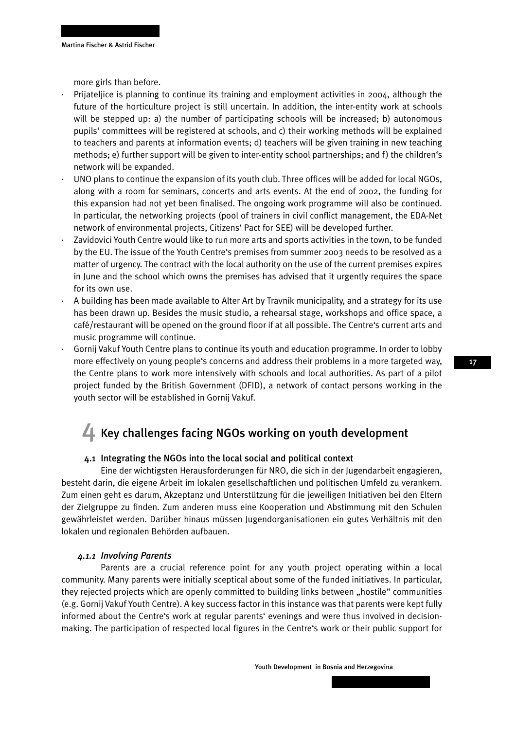more girls than before.

- Prijateljice is planning to continue its training and employment activities in 2004, although the future of the horticulture project is still uncertain. In addition, the inter-entity work at schools will be stepped up: a) the number of participating schools will be increased; b) autonomous pupils' committees will be registered at schools, and c) their working methods will be explained to teachers and parents at information events; d) teachers will be given training in new teaching methods; e) further support will be given to inter-entity school partnerships; and f) the children's network will be expanded.
- UNO plans to continue the expansion of its youth club. Three offices will be added for local NGOs, along with a room for seminars, concerts and arts events. At the end of 2002, the funding for this expansion had not yet been finalised. The ongoing work programme will also be continued. In particular, the networking projects (pool of trainers in civil conflict management, the EDA-Net network of environmental projects, Citizens' Pact for SEE) will be developed further.
- Zavidovici Youth Centre would like to run more arts and sports activities in the town, to be funded by the EU. The issue of the Youth Centre's premises from summer 2003 needs to be resolved as a matter of urgency. The contract with the local authority on the use of the current premises expires in June and the school which owns the premises has advised that it urgently requires the space for its own use.
- A building has been made available to Alter Art by Travnik municipality, and a strategy for its use has been drawn up. Besides the music studio, a rehearsal stage, workshops and office space, a café/restaurant will be opened on the ground floor if at all possible. The Centre's current arts and music programme will continue.
- Gornij Vakuf Youth Centre plans to continue its youth and education programme. In order to lobby more effectively on young people's concerns and address their problems in a more targeted way, the Centre plans to work more intensively with schools and local authorities. As part of a pilot project funded by the British Government (DFID), a network of contact persons working in the youth sector will be established in Gornij Vakuf.

# 4 Key challenges facing NGOs working on youth development

## 4.1 Integrating the NGOs into the local social and political context

Eine der wichtigsten Herausforderungen für NRO, die sich in der Jugendarbeit engagieren, besteht darin, die eigene Arbeit im lokalen gesellschaftlichen und politischen Umfeld zu verankern. Zum einen geht es darum, Akzeptanz und Unterstützung für die jeweiligen Initiativen bei den Eltern der Zielgruppe zu finden. Zum anderen muss eine Kooperation und Abstimmung mit den Schulen gewährleistet werden. Darüber hinaus müssen Jugendorganisationen ein gutes Verhältnis mit den lokalen und regionalen Behörden aufbauen.

### *4.1.1 Involving Parents*

Parents are a crucial reference point for any youth project operating within a local community. Many parents were initially sceptical about some of the funded initiatives. In particular, they rejected projects which are openly committed to building links between „hostile" communities (e.g. Gornij Vakuf Youth Centre). A key success factor in this instance was that parents were kept fully informed about the Centre's work at regular parents' evenings and were thus involved in decision-making. The participation of respected local figures in the Centre's work or their public support for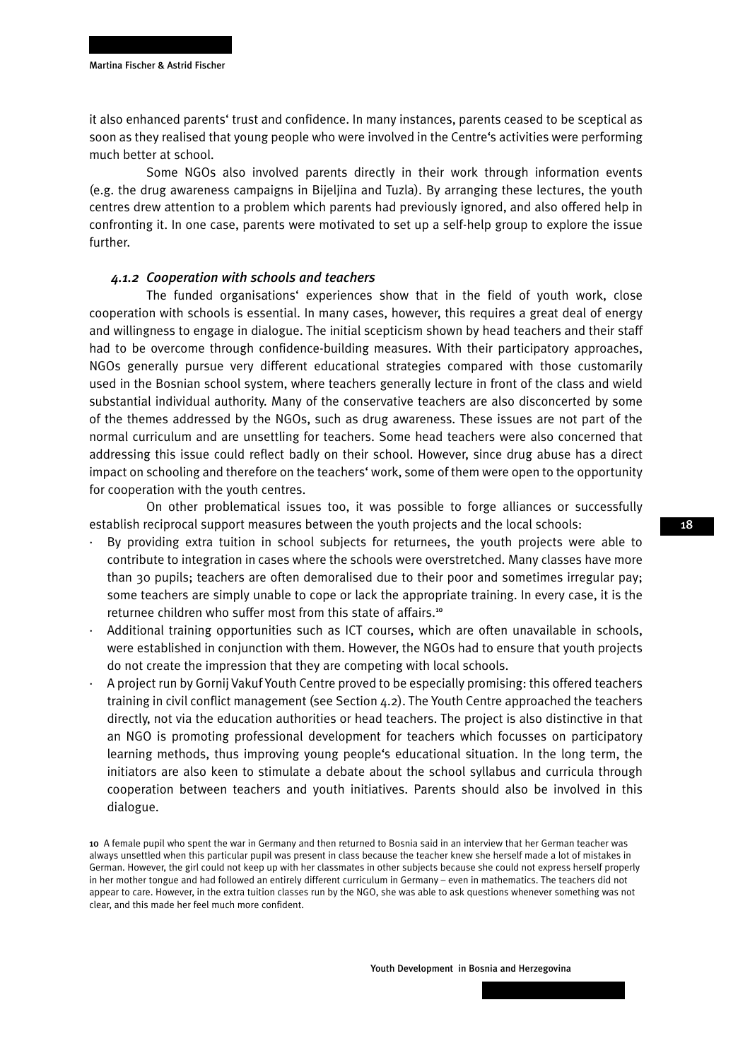it also enhanced parents' trust and confidence. In many instances, parents ceased to be sceptical as soon as they realised that young people who were involved in the Centre's activities were performing much better at school.

Some NGOs also involved parents directly in their work through information events (e.g. the drug awareness campaigns in Bijeljina and Tuzla). By arranging these lectures, the youth centres drew attention to a problem which parents had previously ignored, and also offered help in confronting it. In one case, parents were motivated to set up a self-help group to explore the issue further.

### *4.1.2 Cooperation with schools and teachers*

The funded organisations' experiences show that in the field of youth work, close cooperation with schools is essential. In many cases, however, this requires a great deal of energy and willingness to engage in dialogue. The initial scepticism shown by head teachers and their staff had to be overcome through confidence-building measures. With their participatory approaches, NGOs generally pursue very different educational strategies compared with those customarily used in the Bosnian school system, where teachers generally lecture in front of the class and wield substantial individual authority. Many of the conservative teachers are also disconcerted by some of the themes addressed by the NGOs, such as drug awareness. These issues are not part of the normal curriculum and are unsettling for teachers. Some head teachers were also concerned that addressing this issue could reflect badly on their school. However, since drug abuse has a direct impact on schooling and therefore on the teachers' work, some of them were open to the opportunity for cooperation with the youth centres.

On other problematical issues too, it was possible to forge alliances or successfully establish reciprocal support measures between the youth projects and the local schools:

- By providing extra tuition in school subjects for returnees, the youth projects were able to contribute to integration in cases where the schools were overstretched. Many classes have more than 30 pupils; teachers are often demoralised due to their poor and sometimes irregular pay; some teachers are simply unable to cope or lack the appropriate training. In every case, it is the returnee children who suffer most from this state of affairs.[10]
- Additional training opportunities such as ICT courses, which are often unavailable in schools, were established in conjunction with them. However, the NGOs had to ensure that youth projects do not create the impression that they are competing with local schools.
- A project run by Gornij Vakuf Youth Centre proved to be especially promising: this offered teachers training in civil conflict management (see Section 4.2). The Youth Centre approached the teachers directly, not via the education authorities or head teachers. The project is also distinctive in that an NGO is promoting professional development for teachers which focusses on participatory learning methods, thus improving young people's educational situation. In the long term, the initiators are also keen to stimulate a debate about the school syllabus and curricula through cooperation between teachers and youth initiatives. Parents should also be involved in this dialogue.

[10] A female pupil who spent the war in Germany and then returned to Bosnia said in an interview that her German teacher was always unsettled when this particular pupil was present in class because the teacher knew she herself made a lot of mistakes in German. However, the girl could not keep up with her classmates in other subjects because she could not express herself properly in her mother tongue and had followed an entirely different curriculum in Germany – even in mathematics. The teachers did not appear to care. However, in the extra tuition classes run by the NGO, she was able to ask questions whenever something was not clear, and this made her feel much more confident.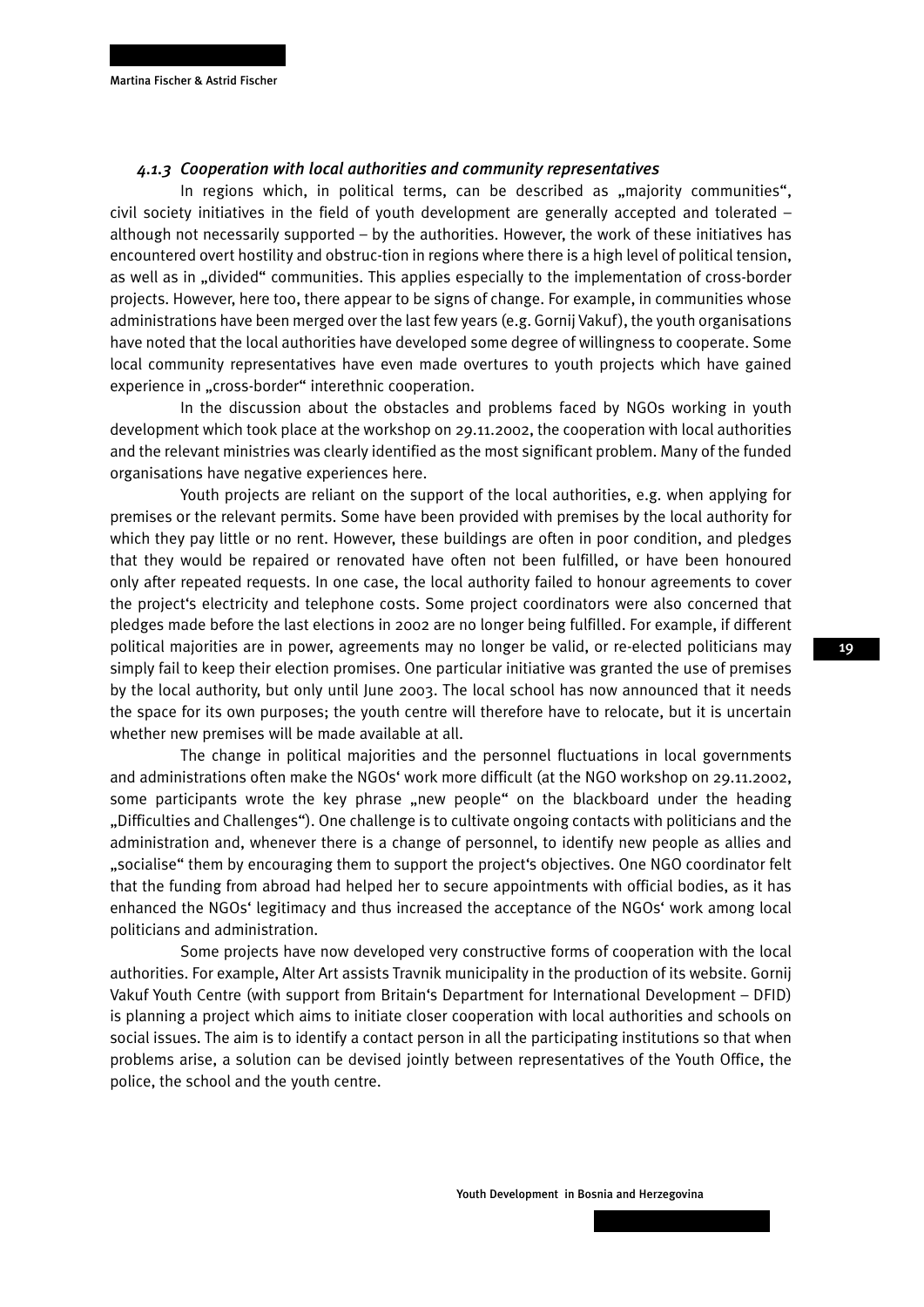### *4.1.3 Cooperation with local authorities and community representatives*

In regions which, in political terms, can be described as „majority communities", civil society initiatives in the field of youth development are generally accepted and tolerated – although not necessarily supported – by the authorities. However, the work of these initiatives has encountered overt hostility and obstruc-tion in regions where there is a high level of political tension, as well as in „divided" communities. This applies especially to the implementation of cross-border projects. However, here too, there appear to be signs of change. For example, in communities whose administrations have been merged over the last few years (e.g. Gornij Vakuf), the youth organisations have noted that the local authorities have developed some degree of willingness to cooperate. Some local community representatives have even made overtures to youth projects which have gained experience in „cross-border" interethnic cooperation.

In the discussion about the obstacles and problems faced by NGOs working in youth development which took place at the workshop on 29.11.2002, the cooperation with local authorities and the relevant ministries was clearly identified as the most significant problem. Many of the funded organisations have negative experiences here.

Youth projects are reliant on the support of the local authorities, e.g. when applying for premises or the relevant permits. Some have been provided with premises by the local authority for which they pay little or no rent. However, these buildings are often in poor condition, and pledges that they would be repaired or renovated have often not been fulfilled, or have been honoured only after repeated requests. In one case, the local authority failed to honour agreements to cover the project's electricity and telephone costs. Some project coordinators were also concerned that pledges made before the last elections in 2002 are no longer being fulfilled. For example, if different political majorities are in power, agreements may no longer be valid, or re-elected politicians may simply fail to keep their election promises. One particular initiative was granted the use of premises by the local authority, but only until June 2003. The local school has now announced that it needs the space for its own purposes; the youth centre will therefore have to relocate, but it is uncertain whether new premises will be made available at all.

The change in political majorities and the personnel fluctuations in local governments and administrations often make the NGOs' work more difficult (at the NGO workshop on 29.11.2002, some participants wrote the key phrase „new people" on the blackboard under the heading „Difficulties and Challenges"). One challenge is to cultivate ongoing contacts with politicians and the administration and, whenever there is a change of personnel, to identify new people as allies and „socialise" them by encouraging them to support the project's objectives. One NGO coordinator felt that the funding from abroad had helped her to secure appointments with official bodies, as it has enhanced the NGOs' legitimacy and thus increased the acceptance of the NGOs' work among local politicians and administration.

Some projects have now developed very constructive forms of cooperation with the local authorities. For example, Alter Art assists Travnik municipality in the production of its website. Gornij Vakuf Youth Centre (with support from Britain's Department for International Development – DFID) is planning a project which aims to initiate closer cooperation with local authorities and schools on social issues. The aim is to identify a contact person in all the participating institutions so that when problems arise, a solution can be devised jointly between representatives of the Youth Office, the police, the school and the youth centre.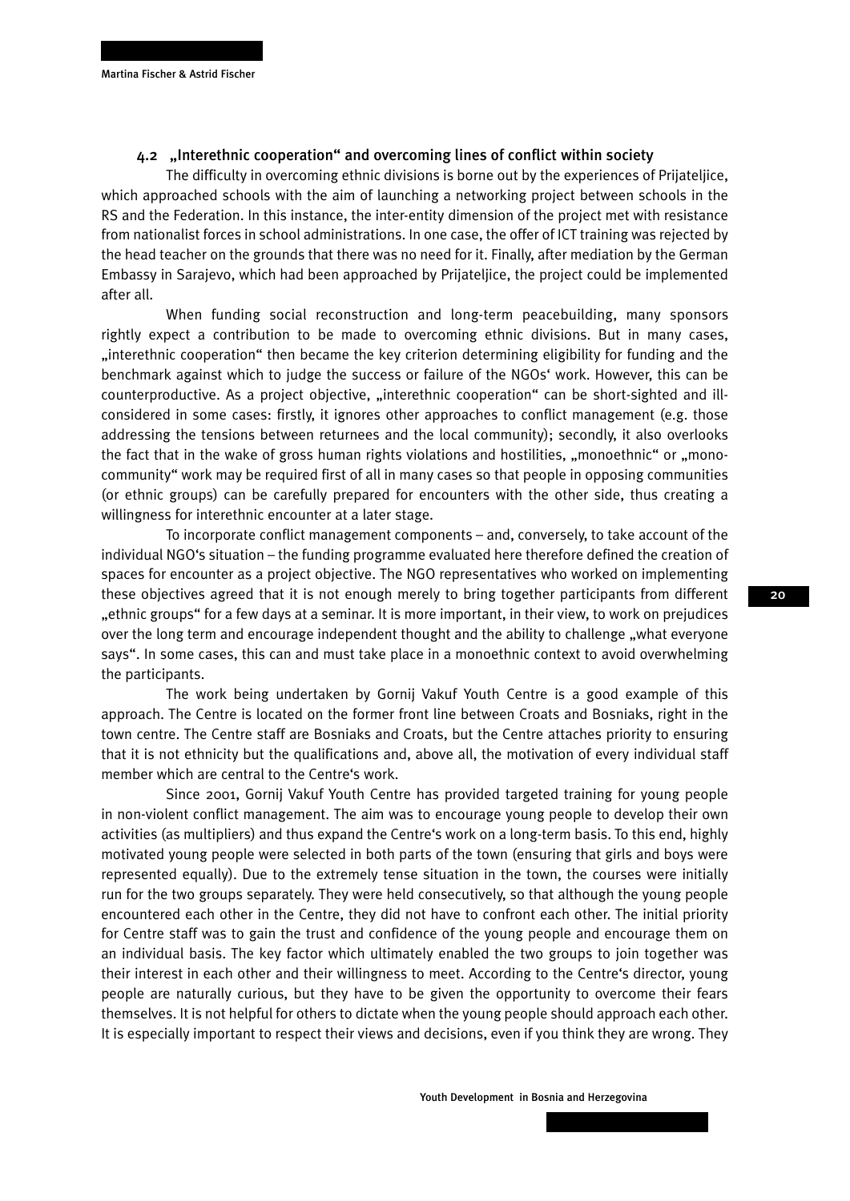### 4.2 „Interethnic cooperation" and overcoming lines of conflict within society

The difficulty in overcoming ethnic divisions is borne out by the experiences of Prijateljice, which approached schools with the aim of launching a networking project between schools in the RS and the Federation. In this instance, the inter-entity dimension of the project met with resistance from nationalist forces in school administrations. In one case, the offer of ICT training was rejected by the head teacher on the grounds that there was no need for it. Finally, after mediation by the German Embassy in Sarajevo, which had been approached by Prijateljice, the project could be implemented after all.

When funding social reconstruction and long-term peacebuilding, many sponsors rightly expect a contribution to be made to overcoming ethnic divisions. But in many cases, „interethnic cooperation" then became the key criterion determining eligibility for funding and the benchmark against which to judge the success or failure of the NGOs' work. However, this can be counterproductive. As a project objective, „interethnic cooperation" can be short-sighted and ill-considered in some cases: firstly, it ignores other approaches to conflict management (e.g. those addressing the tensions between returnees and the local community); secondly, it also overlooks the fact that in the wake of gross human rights violations and hostilities, „monoethnic" or „mono-community" work may be required first of all in many cases so that people in opposing communities (or ethnic groups) can be carefully prepared for encounters with the other side, thus creating a willingness for interethnic encounter at a later stage.

To incorporate conflict management components – and, conversely, to take account of the individual NGO's situation – the funding programme evaluated here therefore defined the creation of spaces for encounter as a project objective. The NGO representatives who worked on implementing these objectives agreed that it is not enough merely to bring together participants from different „ethnic groups" for a few days at a seminar. It is more important, in their view, to work on prejudices over the long term and encourage independent thought and the ability to challenge „what everyone says". In some cases, this can and must take place in a monoethnic context to avoid overwhelming the participants.

The work being undertaken by Gornij Vakuf Youth Centre is a good example of this approach. The Centre is located on the former front line between Croats and Bosniaks, right in the town centre. The Centre staff are Bosniaks and Croats, but the Centre attaches priority to ensuring that it is not ethnicity but the qualifications and, above all, the motivation of every individual staff member which are central to the Centre's work.

Since 2001, Gornij Vakuf Youth Centre has provided targeted training for young people in non-violent conflict management. The aim was to encourage young people to develop their own activities (as multipliers) and thus expand the Centre's work on a long-term basis. To this end, highly motivated young people were selected in both parts of the town (ensuring that girls and boys were represented equally). Due to the extremely tense situation in the town, the courses were initially run for the two groups separately. They were held consecutively, so that although the young people encountered each other in the Centre, they did not have to confront each other. The initial priority for Centre staff was to gain the trust and confidence of the young people and encourage them on an individual basis. The key factor which ultimately enabled the two groups to join together was their interest in each other and their willingness to meet. According to the Centre's director, young people are naturally curious, but they have to be given the opportunity to overcome their fears themselves. It is not helpful for others to dictate when the young people should approach each other. It is especially important to respect their views and decisions, even if you think they are wrong. They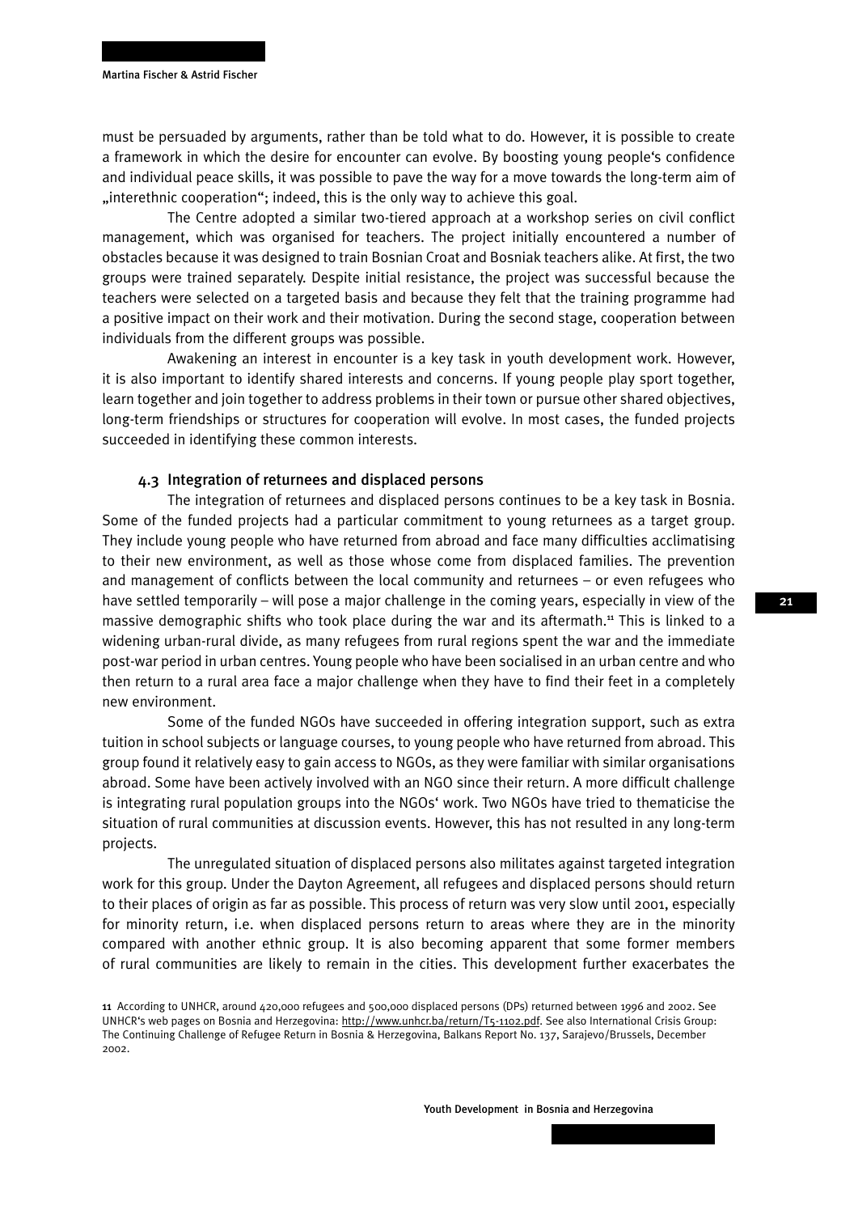must be persuaded by arguments, rather than be told what to do. However, it is possible to create a framework in which the desire for encounter can evolve. By boosting young people‘s confidence and individual peace skills, it was possible to pave the way for a move towards the long-term aim of „interethnic cooperation“; indeed, this is the only way to achieve this goal.

The Centre adopted a similar two-tiered approach at a workshop series on civil conflict management, which was organised for teachers. The project initially encountered a number of obstacles because it was designed to train Bosnian Croat and Bosniak teachers alike. At first, the two groups were trained separately. Despite initial resistance, the project was successful because the teachers were selected on a targeted basis and because they felt that the training programme had a positive impact on their work and their motivation. During the second stage, cooperation between individuals from the different groups was possible.

Awakening an interest in encounter is a key task in youth development work. However, it is also important to identify shared interests and concerns. If young people play sport together, learn together and join together to address problems in their town or pursue other shared objectives, long-term friendships or structures for cooperation will evolve. In most cases, the funded projects succeeded in identifying these common interests.

### 4.3 Integration of returnees and displaced persons

The integration of returnees and displaced persons continues to be a key task in Bosnia. Some of the funded projects had a particular commitment to young returnees as a target group. They include young people who have returned from abroad and face many difficulties acclimatising to their new environment, as well as those whose come from displaced families. The prevention and management of conflicts between the local community and returnees – or even refugees who have settled temporarily – will pose a major challenge in the coming years, especially in view of the massive demographic shifts who took place during the war and its aftermath.[11] This is linked to a widening urban-rural divide, as many refugees from rural regions spent the war and the immediate post-war period in urban centres. Young people who have been socialised in an urban centre and who then return to a rural area face a major challenge when they have to find their feet in a completely new environment.

Some of the funded NGOs have succeeded in offering integration support, such as extra tuition in school subjects or language courses, to young people who have returned from abroad. This group found it relatively easy to gain access to NGOs, as they were familiar with similar organisations abroad. Some have been actively involved with an NGO since their return. A more difficult challenge is integrating rural population groups into the NGOs‘ work. Two NGOs have tried to thematicise the situation of rural communities at discussion events. However, this has not resulted in any long-term projects.

The unregulated situation of displaced persons also militates against targeted integration work for this group. Under the Dayton Agreement, all refugees and displaced persons should return to their places of origin as far as possible. This process of return was very slow until 2001, especially for minority return, i.e. when displaced persons return to areas where they are in the minority compared with another ethnic group. It is also becoming apparent that some former members of rural communities are likely to remain in the cities. This development further exacerbates the

[11] According to UNHCR, around 420,000 refugees and 500,000 displaced persons (DPs) returned between 1996 and 2002. See UNHCR‘s web pages on Bosnia and Herzegovina: http://www.unhcr.ba/return/T5-1102.pdf. See also International Crisis Group: The Continuing Challenge of Refugee Return in Bosnia & Herzegovina, Balkans Report No. 137, Sarajevo/Brussels, December 2002.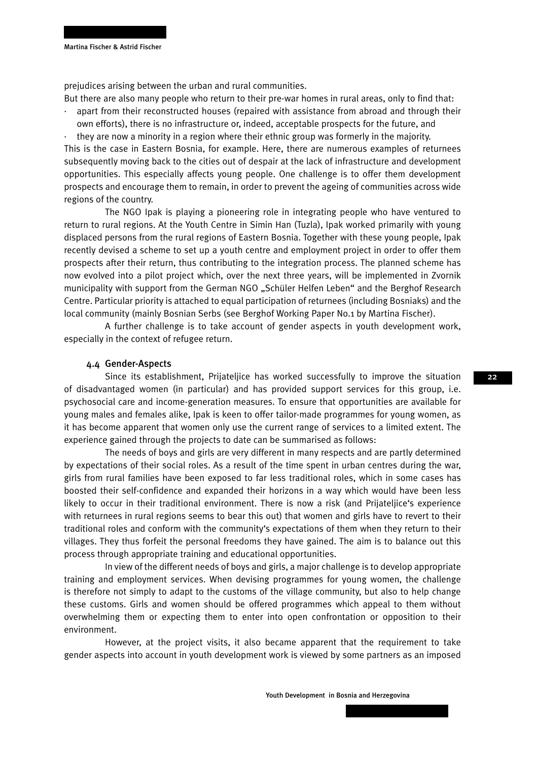prejudices arising between the urban and rural communities.

But there are also many people who return to their pre-war homes in rural areas, only to find that:

- apart from their reconstructed houses (repaired with assistance from abroad and through their own efforts), there is no infrastructure or, indeed, acceptable prospects for the future, and
- they are now a minority in a region where their ethnic group was formerly in the majority.

This is the case in Eastern Bosnia, for example. Here, there are numerous examples of returnees subsequently moving back to the cities out of despair at the lack of infrastructure and development opportunities. This especially affects young people. One challenge is to offer them development prospects and encourage them to remain, in order to prevent the ageing of communities across wide regions of the country.

The NGO Ipak is playing a pioneering role in integrating people who have ventured to return to rural regions. At the Youth Centre in Simin Han (Tuzla), Ipak worked primarily with young displaced persons from the rural regions of Eastern Bosnia. Together with these young people, Ipak recently devised a scheme to set up a youth centre and employment project in order to offer them prospects after their return, thus contributing to the integration process. The planned scheme has now evolved into a pilot project which, over the next three years, will be implemented in Zvornik municipality with support from the German NGO „Schüler Helfen Leben" and the Berghof Research Centre. Particular priority is attached to equal participation of returnees (including Bosniaks) and the local community (mainly Bosnian Serbs (see Berghof Working Paper No.1 by Martina Fischer).

A further challenge is to take account of gender aspects in youth development work, especially in the context of refugee return.

### 4.4 Gender-Aspects

Since its establishment, Prijateljice has worked successfully to improve the situation of disadvantaged women (in particular) and has provided support services for this group, i.e. psychosocial care and income-generation measures. To ensure that opportunities are available for young males and females alike, Ipak is keen to offer tailor-made programmes for young women, as it has become apparent that women only use the current range of services to a limited extent. The experience gained through the projects to date can be summarised as follows:

The needs of boys and girls are very different in many respects and are partly determined by expectations of their social roles. As a result of the time spent in urban centres during the war, girls from rural families have been exposed to far less traditional roles, which in some cases has boosted their self-confidence and expanded their horizons in a way which would have been less likely to occur in their traditional environment. There is now a risk (and Prijateljice's experience with returnees in rural regions seems to bear this out) that women and girls have to revert to their traditional roles and conform with the community's expectations of them when they return to their villages. They thus forfeit the personal freedoms they have gained. The aim is to balance out this process through appropriate training and educational opportunities.

In view of the different needs of boys and girls, a major challenge is to develop appropriate training and employment services. When devising programmes for young women, the challenge is therefore not simply to adapt to the customs of the village community, but also to help change these customs. Girls and women should be offered programmes which appeal to them without overwhelming them or expecting them to enter into open confrontation or opposition to their environment.

However, at the project visits, it also became apparent that the requirement to take gender aspects into account in youth development work is viewed by some partners as an imposed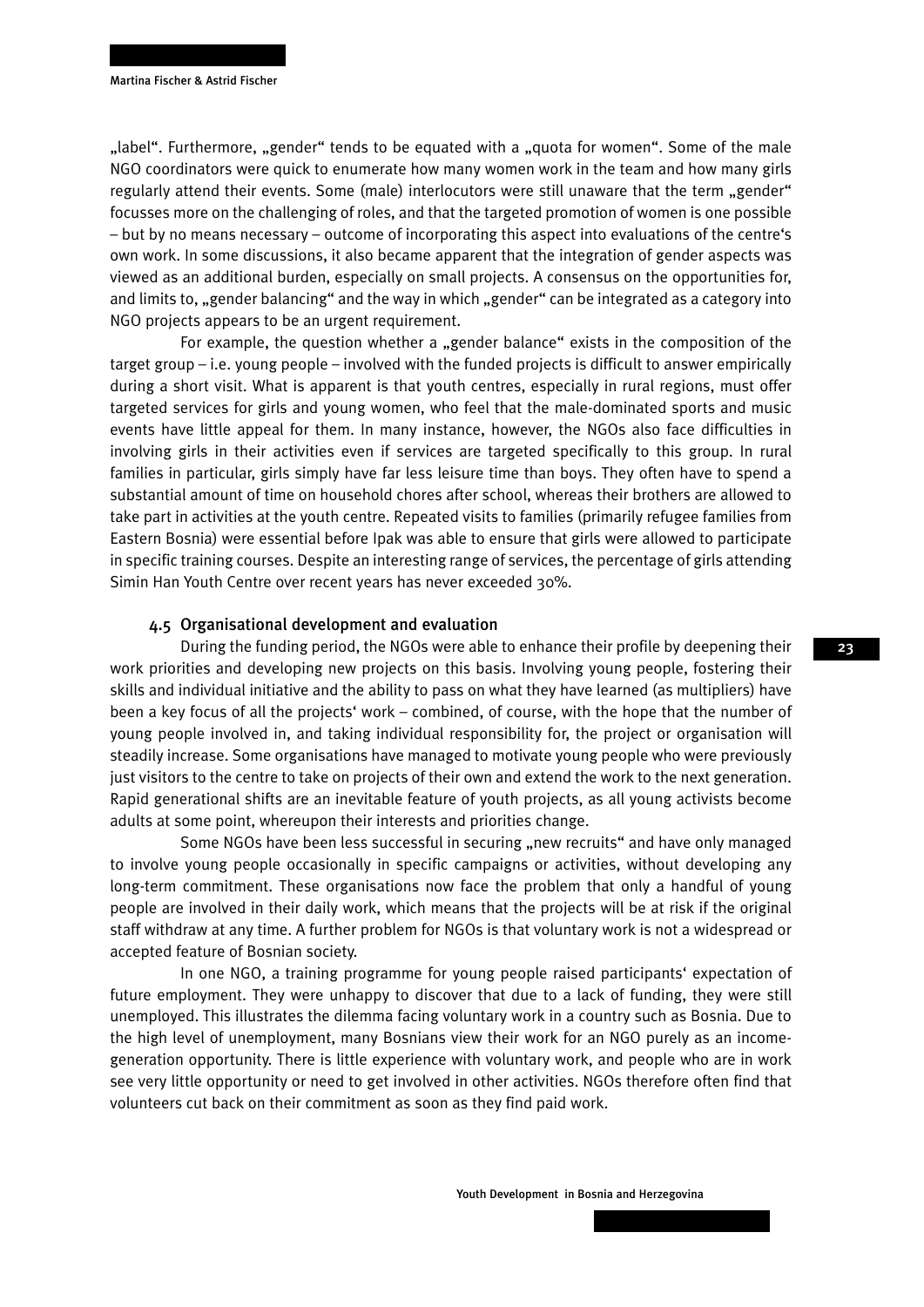„label". Furthermore, „gender" tends to be equated with a „quota for women". Some of the male NGO coordinators were quick to enumerate how many women work in the team and how many girls regularly attend their events. Some (male) interlocutors were still unaware that the term „gender" focusses more on the challenging of roles, and that the targeted promotion of women is one possible – but by no means necessary – outcome of incorporating this aspect into evaluations of the centre's own work. In some discussions, it also became apparent that the integration of gender aspects was viewed as an additional burden, especially on small projects. A consensus on the opportunities for, and limits to, „gender balancing" and the way in which „gender" can be integrated as a category into NGO projects appears to be an urgent requirement.

For example, the question whether a „gender balance" exists in the composition of the target group – i.e. young people – involved with the funded projects is difficult to answer empirically during a short visit. What is apparent is that youth centres, especially in rural regions, must offer targeted services for girls and young women, who feel that the male-dominated sports and music events have little appeal for them. In many instance, however, the NGOs also face difficulties in involving girls in their activities even if services are targeted specifically to this group. In rural families in particular, girls simply have far less leisure time than boys. They often have to spend a substantial amount of time on household chores after school, whereas their brothers are allowed to take part in activities at the youth centre. Repeated visits to families (primarily refugee families from Eastern Bosnia) were essential before Ipak was able to ensure that girls were allowed to participate in specific training courses. Despite an interesting range of services, the percentage of girls attending Simin Han Youth Centre over recent years has never exceeded 30%.

### 4.5 Organisational development and evaluation

During the funding period, the NGOs were able to enhance their profile by deepening their work priorities and developing new projects on this basis. Involving young people, fostering their skills and individual initiative and the ability to pass on what they have learned (as multipliers) have been a key focus of all the projects' work – combined, of course, with the hope that the number of young people involved in, and taking individual responsibility for, the project or organisation will steadily increase. Some organisations have managed to motivate young people who were previously just visitors to the centre to take on projects of their own and extend the work to the next generation. Rapid generational shifts are an inevitable feature of youth projects, as all young activists become adults at some point, whereupon their interests and priorities change.

Some NGOs have been less successful in securing „new recruits" and have only managed to involve young people occasionally in specific campaigns or activities, without developing any long-term commitment. These organisations now face the problem that only a handful of young people are involved in their daily work, which means that the projects will be at risk if the original staff withdraw at any time. A further problem for NGOs is that voluntary work is not a widespread or accepted feature of Bosnian society.

In one NGO, a training programme for young people raised participants' expectation of future employment. They were unhappy to discover that due to a lack of funding, they were still unemployed. This illustrates the dilemma facing voluntary work in a country such as Bosnia. Due to the high level of unemployment, many Bosnians view their work for an NGO purely as an income-generation opportunity. There is little experience with voluntary work, and people who are in work see very little opportunity or need to get involved in other activities. NGOs therefore often find that volunteers cut back on their commitment as soon as they find paid work.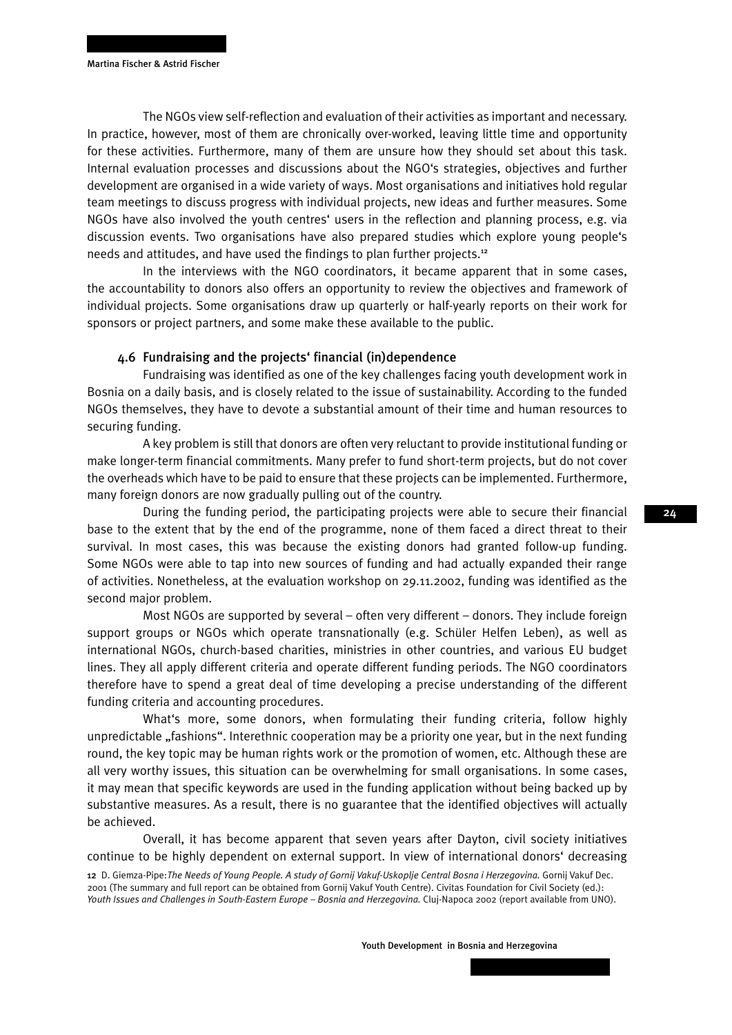The NGOs view self-reflection and evaluation of their activities as important and necessary. In practice, however, most of them are chronically over-worked, leaving little time and opportunity for these activities. Furthermore, many of them are unsure how they should set about this task. Internal evaluation processes and discussions about the NGO's strategies, objectives and further development are organised in a wide variety of ways. Most organisations and initiatives hold regular team meetings to discuss progress with individual projects, new ideas and further measures. Some NGOs have also involved the youth centres' users in the reflection and planning process, e.g. via discussion events. Two organisations have also prepared studies which explore young people's needs and attitudes, and have used the findings to plan further projects.[12]

In the interviews with the NGO coordinators, it became apparent that in some cases, the accountability to donors also offers an opportunity to review the objectives and framework of individual projects. Some organisations draw up quarterly or half-yearly reports on their work for sponsors or project partners, and some make these available to the public.

### 4.6 Fundraising and the projects' financial (in)dependence

Fundraising was identified as one of the key challenges facing youth development work in Bosnia on a daily basis, and is closely related to the issue of sustainability. According to the funded NGOs themselves, they have to devote a substantial amount of their time and human resources to securing funding.

A key problem is still that donors are often very reluctant to provide institutional funding or make longer-term financial commitments. Many prefer to fund short-term projects, but do not cover the overheads which have to be paid to ensure that these projects can be implemented. Furthermore, many foreign donors are now gradually pulling out of the country.

During the funding period, the participating projects were able to secure their financial base to the extent that by the end of the programme, none of them faced a direct threat to their survival. In most cases, this was because the existing donors had granted follow-up funding. Some NGOs were able to tap into new sources of funding and had actually expanded their range of activities. Nonetheless, at the evaluation workshop on 29.11.2002, funding was identified as the second major problem.

Most NGOs are supported by several – often very different – donors. They include foreign support groups or NGOs which operate transnationally (e.g. Schüler Helfen Leben), as well as international NGOs, church-based charities, ministries in other countries, and various EU budget lines. They all apply different criteria and operate different funding periods. The NGO coordinators therefore have to spend a great deal of time developing a precise understanding of the different funding criteria and accounting procedures.

What's more, some donors, when formulating their funding criteria, follow highly unpredictable „fashions". Interethnic cooperation may be a priority one year, but in the next funding round, the key topic may be human rights work or the promotion of women, etc. Although these are all very worthy issues, this situation can be overwhelming for small organisations. In some cases, it may mean that specific keywords are used in the funding application without being backed up by substantive measures. As a result, there is no guarantee that the identified objectives will actually be achieved.

Overall, it has become apparent that seven years after Dayton, civil society initiatives continue to be highly dependent on external support. In view of international donors' decreasing

[12] D. Giemza-Pipe: *The Needs of Young People. A study of Gornij Vakuf-Uskoplje Central Bosna i Herzegovina.* Gornij Vakuf Dec. 2001 (The summary and full report can be obtained from Gornij Vakuf Youth Centre). Civitas Foundation for Civil Society (ed.): *Youth Issues and Challenges in South-Eastern Europe – Bosnia and Herzegovina.* Cluj-Napoca 2002 (report available from UNO).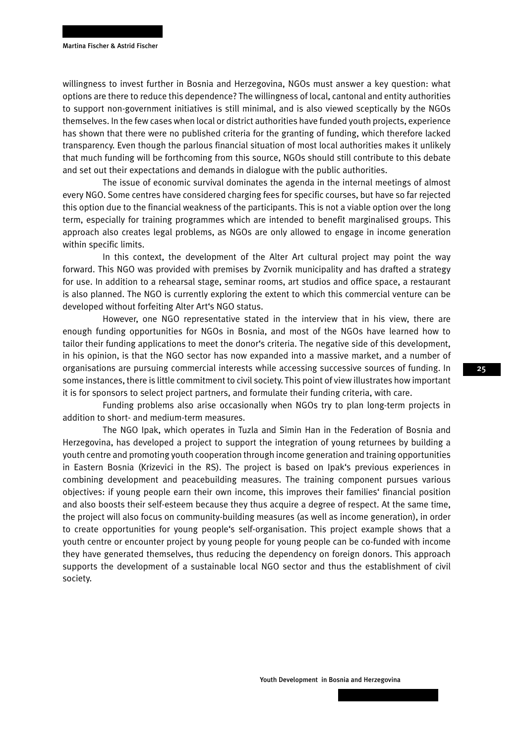willingness to invest further in Bosnia and Herzegovina, NGOs must answer a key question: what options are there to reduce this dependence? The willingness of local, cantonal and entity authorities to support non-government initiatives is still minimal, and is also viewed sceptically by the NGOs themselves. In the few cases when local or district authorities have funded youth projects, experience has shown that there were no published criteria for the granting of funding, which therefore lacked transparency. Even though the parlous financial situation of most local authorities makes it unlikely that much funding will be forthcoming from this source, NGOs should still contribute to this debate and set out their expectations and demands in dialogue with the public authorities.

The issue of economic survival dominates the agenda in the internal meetings of almost every NGO. Some centres have considered charging fees for specific courses, but have so far rejected this option due to the financial weakness of the participants. This is not a viable option over the long term, especially for training programmes which are intended to benefit marginalised groups. This approach also creates legal problems, as NGOs are only allowed to engage in income generation within specific limits.

In this context, the development of the Alter Art cultural project may point the way forward. This NGO was provided with premises by Zvornik municipality and has drafted a strategy for use. In addition to a rehearsal stage, seminar rooms, art studios and office space, a restaurant is also planned. The NGO is currently exploring the extent to which this commercial venture can be developed without forfeiting Alter Art's NGO status.

However, one NGO representative stated in the interview that in his view, there are enough funding opportunities for NGOs in Bosnia, and most of the NGOs have learned how to tailor their funding applications to meet the donor's criteria. The negative side of this development, in his opinion, is that the NGO sector has now expanded into a massive market, and a number of organisations are pursuing commercial interests while accessing successive sources of funding. In some instances, there is little commitment to civil society. This point of view illustrates how important it is for sponsors to select project partners, and formulate their funding criteria, with care.

Funding problems also arise occasionally when NGOs try to plan long-term projects in addition to short- and medium-term measures.

The NGO Ipak, which operates in Tuzla and Simin Han in the Federation of Bosnia and Herzegovina, has developed a project to support the integration of young returnees by building a youth centre and promoting youth cooperation through income generation and training opportunities in Eastern Bosnia (Krizevici in the RS). The project is based on Ipak's previous experiences in combining development and peacebuilding measures. The training component pursues various objectives: if young people earn their own income, this improves their families' financial position and also boosts their self-esteem because they thus acquire a degree of respect. At the same time, the project will also focus on community-building measures (as well as income generation), in order to create opportunities for young people's self-organisation. This project example shows that a youth centre or encounter project by young people for young people can be co-funded with income they have generated themselves, thus reducing the dependency on foreign donors. This approach supports the development of a sustainable local NGO sector and thus the establishment of civil society.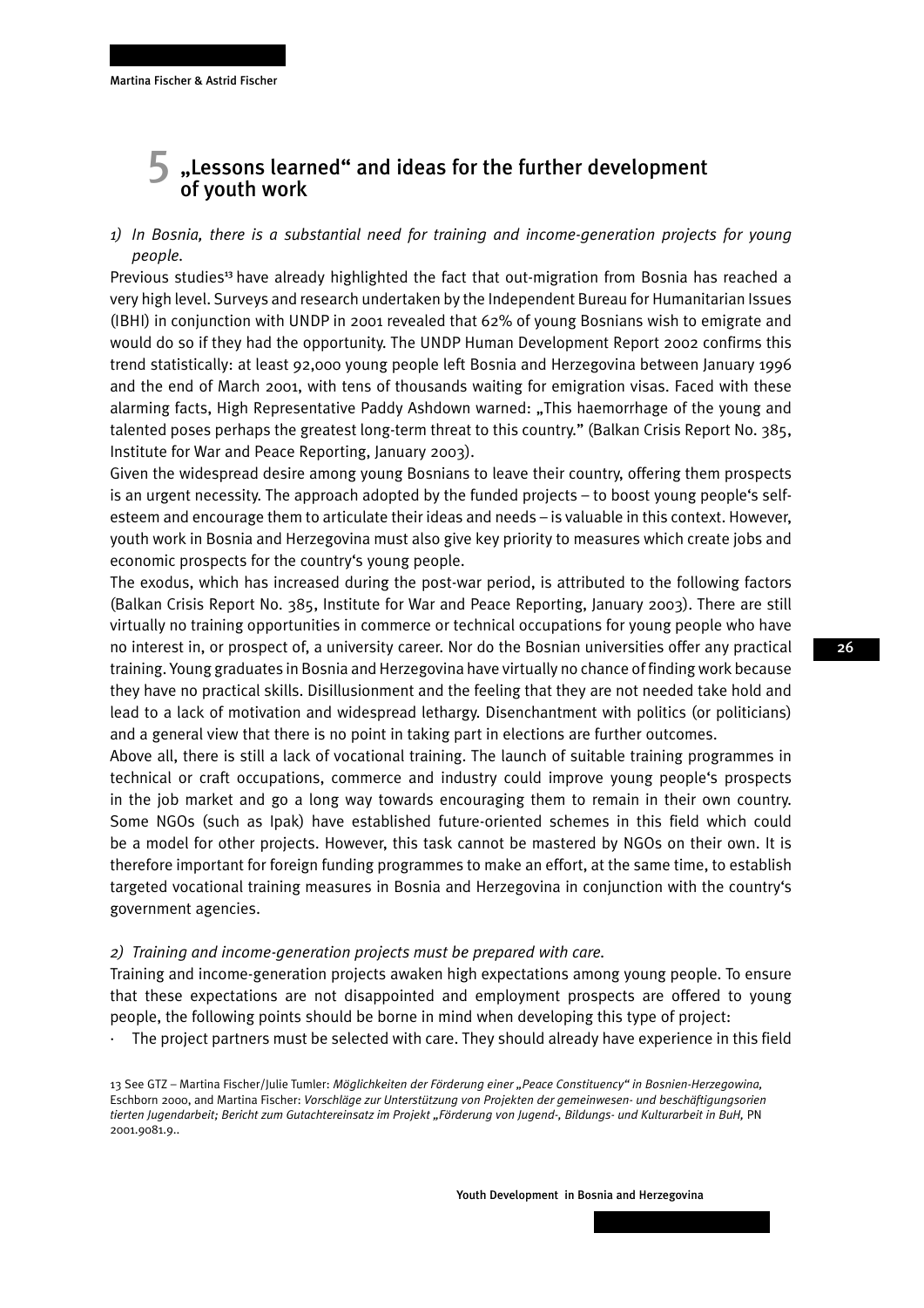# 5 „Lessons learned“ and ideas for the further development of youth work

*1) In Bosnia, there is a substantial need for training and income-generation projects for young people.*

Previous studies[13] have already highlighted the fact that out-migration from Bosnia has reached a very high level. Surveys and research undertaken by the Independent Bureau for Humanitarian Issues (IBHI) in conjunction with UNDP in 2001 revealed that 62% of young Bosnians wish to emigrate and would do so if they had the opportunity. The UNDP Human Development Report 2002 confirms this trend statistically: at least 92,000 young people left Bosnia and Herzegovina between January 1996 and the end of March 2001, with tens of thousands waiting for emigration visas. Faced with these alarming facts, High Representative Paddy Ashdown warned: „This haemorrhage of the young and talented poses perhaps the greatest long-term threat to this country." (Balkan Crisis Report No. 385, Institute for War and Peace Reporting, January 2003).

Given the widespread desire among young Bosnians to leave their country, offering them prospects is an urgent necessity. The approach adopted by the funded projects – to boost young people's self-esteem and encourage them to articulate their ideas and needs – is valuable in this context. However, youth work in Bosnia and Herzegovina must also give key priority to measures which create jobs and economic prospects for the country's young people.

The exodus, which has increased during the post-war period, is attributed to the following factors (Balkan Crisis Report No. 385, Institute for War and Peace Reporting, January 2003). There are still virtually no training opportunities in commerce or technical occupations for young people who have no interest in, or prospect of, a university career. Nor do the Bosnian universities offer any practical training. Young graduates in Bosnia and Herzegovina have virtually no chance of finding work because they have no practical skills. Disillusionment and the feeling that they are not needed take hold and lead to a lack of motivation and widespread lethargy. Disenchantment with politics (or politicians) and a general view that there is no point in taking part in elections are further outcomes.

Above all, there is still a lack of vocational training. The launch of suitable training programmes in technical or craft occupations, commerce and industry could improve young people's prospects in the job market and go a long way towards encouraging them to remain in their own country. Some NGOs (such as Ipak) have established future-oriented schemes in this field which could be a model for other projects. However, this task cannot be mastered by NGOs on their own. It is therefore important for foreign funding programmes to make an effort, at the same time, to establish targeted vocational training measures in Bosnia and Herzegovina in conjunction with the country's government agencies.

*2) Training and income-generation projects must be prepared with care.*

Training and income-generation projects awaken high expectations among young people. To ensure that these expectations are not disappointed and employment prospects are offered to young people, the following points should be borne in mind when developing this type of project:

- The project partners must be selected with care. They should already have experience in this field

---

13 See GTZ – Martina Fischer/Julie Tumler: *Möglichkeiten der Förderung einer „Peace Constituency" in Bosnien-Herzegowina*, Eschborn 2000, and Martina Fischer: *Vorschläge zur Unterstützung von Projekten der gemeinwesen- und beschäftigungsorientierten Jugendarbeit; Bericht zum Gutachtereinsatz im Projekt „Förderung von Jugend-, Bildungs- und Kulturarbeit in BuH,* PN 2001.9081.9..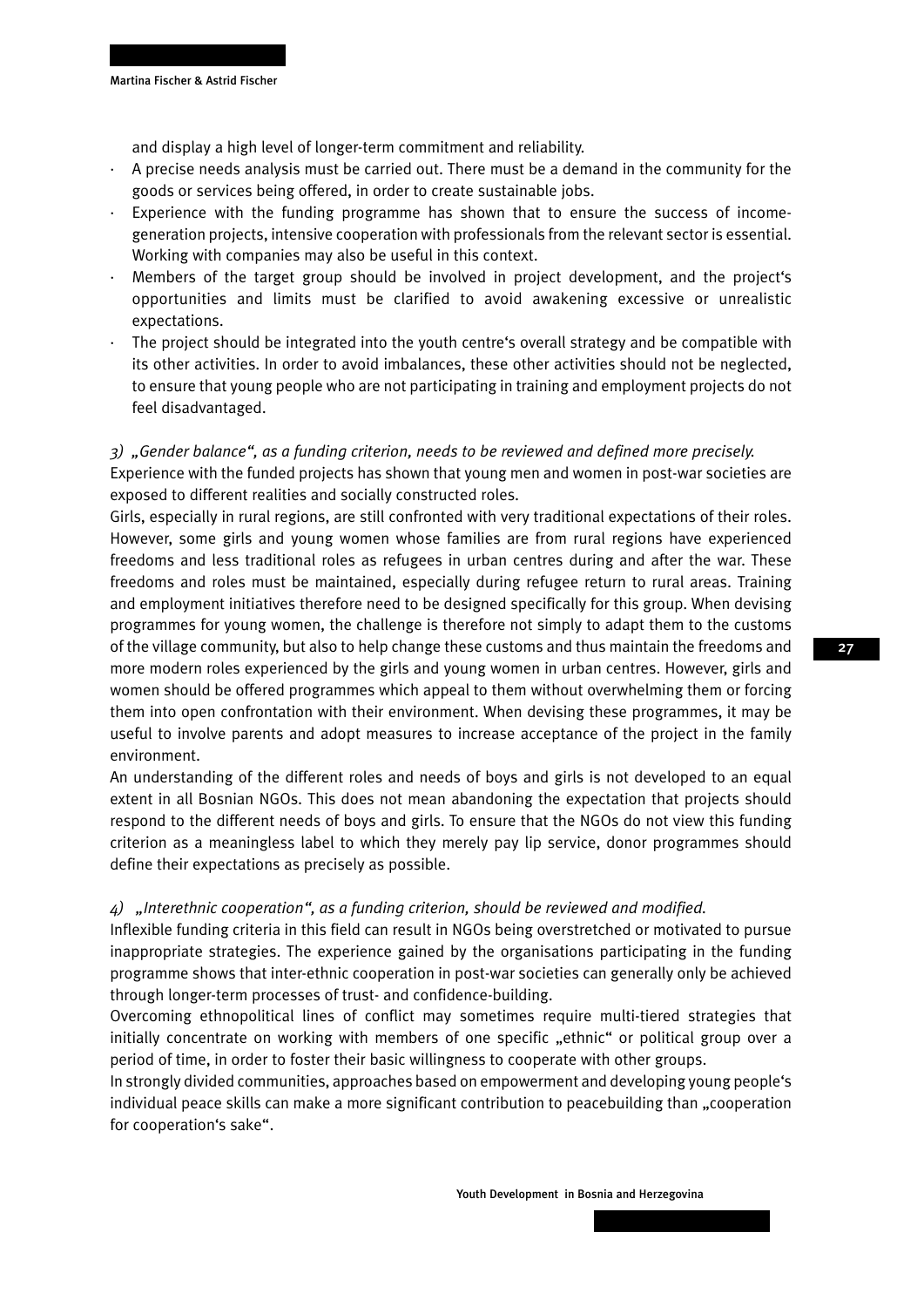and display a high level of longer-term commitment and reliability.

- A precise needs analysis must be carried out. There must be a demand in the community for the goods or services being offered, in order to create sustainable jobs.
- Experience with the funding programme has shown that to ensure the success of income-generation projects, intensive cooperation with professionals from the relevant sector is essential. Working with companies may also be useful in this context.
- Members of the target group should be involved in project development, and the project‘s opportunities and limits must be clarified to avoid awakening excessive or unrealistic expectations.
- The project should be integrated into the youth centre‘s overall strategy and be compatible with its other activities. In order to avoid imbalances, these other activities should not be neglected, to ensure that young people who are not participating in training and employment projects do not feel disadvantaged.

*3) „Gender balance“, as a funding criterion, needs to be reviewed and defined more precisely.*

Experience with the funded projects has shown that young men and women in post-war societies are exposed to different realities and socially constructed roles.

Girls, especially in rural regions, are still confronted with very traditional expectations of their roles. However, some girls and young women whose families are from rural regions have experienced freedoms and less traditional roles as refugees in urban centres during and after the war. These freedoms and roles must be maintained, especially during refugee return to rural areas. Training and employment initiatives therefore need to be designed specifically for this group. When devising programmes for young women, the challenge is therefore not simply to adapt them to the customs of the village community, but also to help change these customs and thus maintain the freedoms and more modern roles experienced by the girls and young women in urban centres. However, girls and women should be offered programmes which appeal to them without overwhelming them or forcing them into open confrontation with their environment. When devising these programmes, it may be useful to involve parents and adopt measures to increase acceptance of the project in the family environment.

An understanding of the different roles and needs of boys and girls is not developed to an equal extent in all Bosnian NGOs. This does not mean abandoning the expectation that projects should respond to the different needs of boys and girls. To ensure that the NGOs do not view this funding criterion as a meaningless label to which they merely pay lip service, donor programmes should define their expectations as precisely as possible.

*4) „Interethnic cooperation“, as a funding criterion, should be reviewed and modified.*

Inflexible funding criteria in this field can result in NGOs being overstretched or motivated to pursue inappropriate strategies. The experience gained by the organisations participating in the funding programme shows that inter-ethnic cooperation in post-war societies can generally only be achieved through longer-term processes of trust- and confidence-building.

Overcoming ethnopolitical lines of conflict may sometimes require multi-tiered strategies that initially concentrate on working with members of one specific „ethnic“ or political group over a period of time, in order to foster their basic willingness to cooperate with other groups.

In strongly divided communities, approaches based on empowerment and developing young people‘s individual peace skills can make a more significant contribution to peacebuilding than „cooperation for cooperation‘s sake“.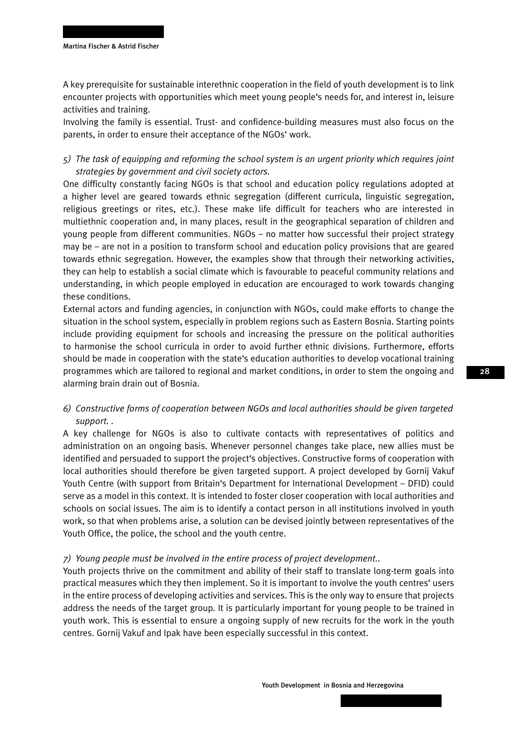A key prerequisite for sustainable interethnic cooperation in the field of youth development is to link encounter projects with opportunities which meet young people's needs for, and interest in, leisure activities and training.

Involving the family is essential. Trust- and confidence-building measures must also focus on the parents, in order to ensure their acceptance of the NGOs' work.

*5) The task of equipping and reforming the school system is an urgent priority which requires joint strategies by government and civil society actors.*

One difficulty constantly facing NGOs is that school and education policy regulations adopted at a higher level are geared towards ethnic segregation (different curricula, linguistic segregation, religious greetings or rites, etc.). These make life difficult for teachers who are interested in multiethnic cooperation and, in many places, result in the geographical separation of children and young people from different communities. NGOs – no matter how successful their project strategy may be – are not in a position to transform school and education policy provisions that are geared towards ethnic segregation. However, the examples show that through their networking activities, they can help to establish a social climate which is favourable to peaceful community relations and understanding, in which people employed in education are encouraged to work towards changing these conditions.

External actors and funding agencies, in conjunction with NGOs, could make efforts to change the situation in the school system, especially in problem regions such as Eastern Bosnia. Starting points include providing equipment for schools and increasing the pressure on the political authorities to harmonise the school curricula in order to avoid further ethnic divisions. Furthermore, efforts should be made in cooperation with the state's education authorities to develop vocational training programmes which are tailored to regional and market conditions, in order to stem the ongoing and alarming brain drain out of Bosnia.

*6) Constructive forms of cooperation between NGOs and local authorities should be given targeted support. .*

A key challenge for NGOs is also to cultivate contacts with representatives of politics and administration on an ongoing basis. Whenever personnel changes take place, new allies must be identified and persuaded to support the project's objectives. Constructive forms of cooperation with local authorities should therefore be given targeted support. A project developed by Gornij Vakuf Youth Centre (with support from Britain's Department for International Development – DFID) could serve as a model in this context. It is intended to foster closer cooperation with local authorities and schools on social issues. The aim is to identify a contact person in all institutions involved in youth work, so that when problems arise, a solution can be devised jointly between representatives of the Youth Office, the police, the school and the youth centre.

*7) Young people must be involved in the entire process of project development..*

Youth projects thrive on the commitment and ability of their staff to translate long-term goals into practical measures which they then implement. So it is important to involve the youth centres' users in the entire process of developing activities and services. This is the only way to ensure that projects address the needs of the target group. It is particularly important for young people to be trained in youth work. This is essential to ensure a ongoing supply of new recruits for the work in the youth centres. Gornij Vakuf and Ipak have been especially successful in this context.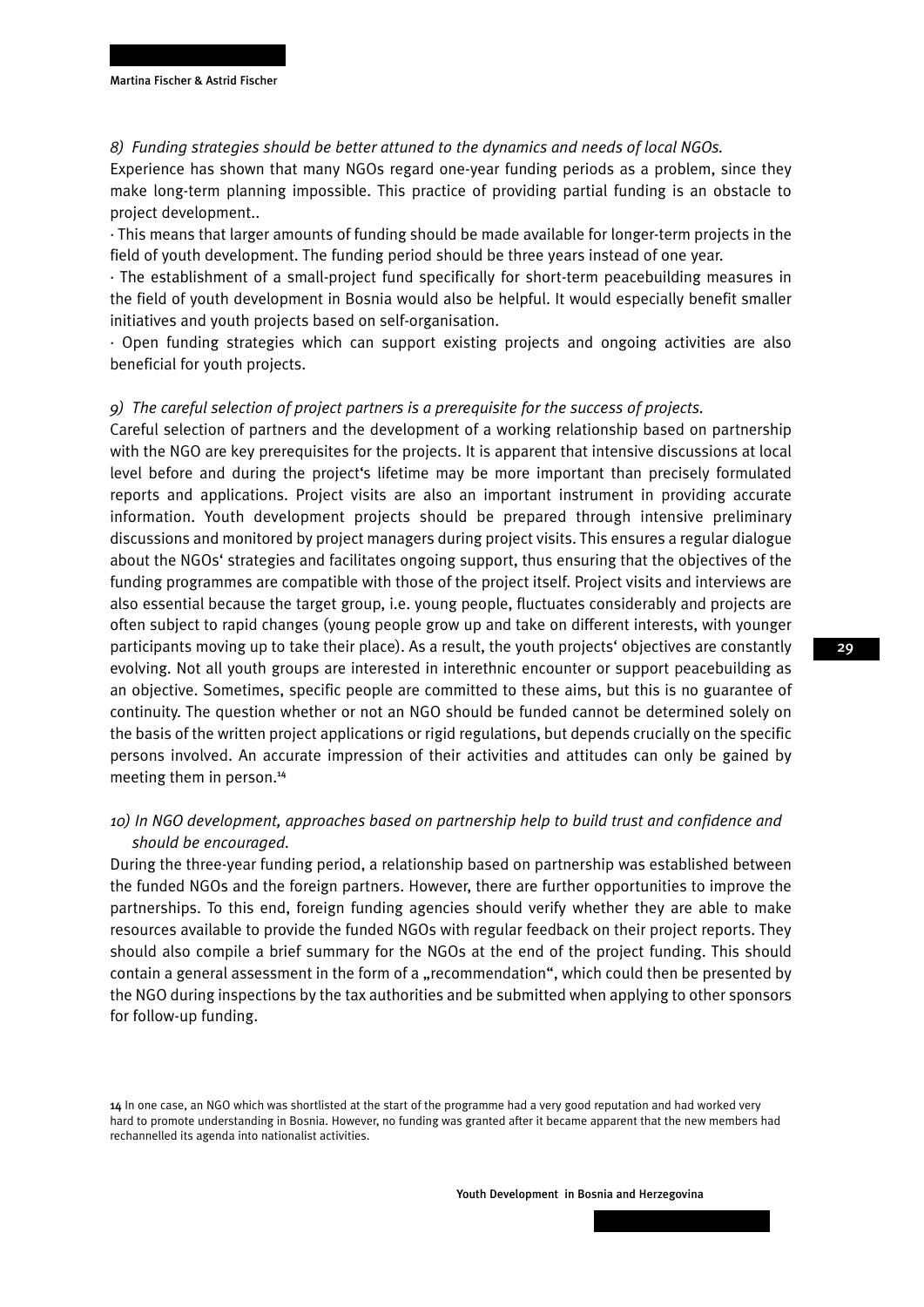*8) Funding strategies should be better attuned to the dynamics and needs of local NGOs.*

Experience has shown that many NGOs regard one-year funding periods as a problem, since they make long-term planning impossible. This practice of providing partial funding is an obstacle to project development..

· This means that larger amounts of funding should be made available for longer-term projects in the field of youth development. The funding period should be three years instead of one year.

· The establishment of a small-project fund specifically for short-term peacebuilding measures in the field of youth development in Bosnia would also be helpful. It would especially benefit smaller initiatives and youth projects based on self-organisation.

· Open funding strategies which can support existing projects and ongoing activities are also beneficial for youth projects.

*9) The careful selection of project partners is a prerequisite for the success of projects.*

Careful selection of partners and the development of a working relationship based on partnership with the NGO are key prerequisites for the projects. It is apparent that intensive discussions at local level before and during the project's lifetime may be more important than precisely formulated reports and applications. Project visits are also an important instrument in providing accurate information. Youth development projects should be prepared through intensive preliminary discussions and monitored by project managers during project visits. This ensures a regular dialogue about the NGOs' strategies and facilitates ongoing support, thus ensuring that the objectives of the funding programmes are compatible with those of the project itself. Project visits and interviews are also essential because the target group, i.e. young people, fluctuates considerably and projects are often subject to rapid changes (young people grow up and take on different interests, with younger participants moving up to take their place). As a result, the youth projects' objectives are constantly evolving. Not all youth groups are interested in interethnic encounter or support peacebuilding as an objective. Sometimes, specific people are committed to these aims, but this is no guarantee of continuity. The question whether or not an NGO should be funded cannot be determined solely on the basis of the written project applications or rigid regulations, but depends crucially on the specific persons involved. An accurate impression of their activities and attitudes can only be gained by meeting them in person.[14]

*10) In NGO development, approaches based on partnership help to build trust and confidence and should be encouraged.*

During the three-year funding period, a relationship based on partnership was established between the funded NGOs and the foreign partners. However, there are further opportunities to improve the partnerships. To this end, foreign funding agencies should verify whether they are able to make resources available to provide the funded NGOs with regular feedback on their project reports. They should also compile a brief summary for the NGOs at the end of the project funding. This should contain a general assessment in the form of a „recommendation", which could then be presented by the NGO during inspections by the tax authorities and be submitted when applying to other sponsors for follow-up funding.

[14] In one case, an NGO which was shortlisted at the start of the programme had a very good reputation and had worked very hard to promote understanding in Bosnia. However, no funding was granted after it became apparent that the new members had rechannelled its agenda into nationalist activities.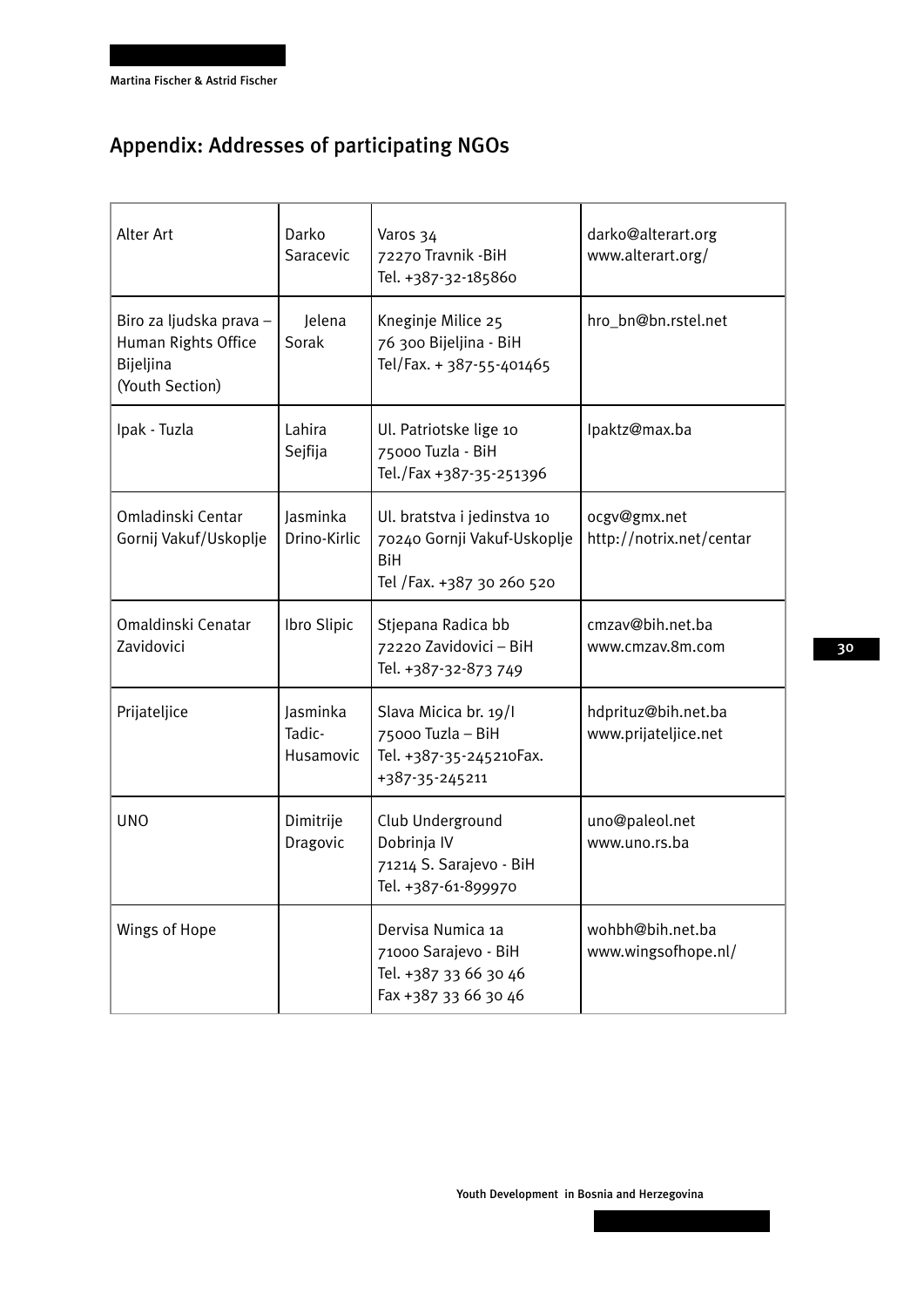## Appendix: Addresses of participating NGOs

| | | | |
|---|---|---|---|
| Alter Art | Darko Saracevic | Varos 34<br>72270 Travnik -BiH<br>Tel. +387-32-185860 | darko@alterart.org<br>www.alterart.org/ |
| Biro za ljudska prava – Human Rights Office Bijeljina (Youth Section) | Jelena Sorak | Kneginje Milice 25<br>76 300 Bijeljina - BiH<br>Tel/Fax. + 387-55-401465 | hro_bn@bn.rstel.net |
| Ipak - Tuzla | Lahira Sejfija | Ul. Patriotske lige 10<br>75000 Tuzla - BiH<br>Tel./Fax +387-35-251396 | Ipaktz@max.ba |
| Omladinski Centar Gornij Vakuf/Uskoplje | Jasminka Drino-Kirlic | Ul. bratstva i jedinstva 10<br>70240 Gornji Vakuf-Uskoplje BiH<br>Tel /Fax. +387 30 260 520 | ocgv@gmx.net<br>http://notrix.net/centar |
| Omaldinski Cenatar Zavidovici | Ibro Slipic | Stjepana Radica bb<br>72220 Zavidovici – BiH<br>Tel. +387-32-873 749 | cmzav@bih.net.ba<br>www.cmzav.8m.com |
| Prijateljice | Jasminka Tadic-Husamovic | Slava Micica br. 19/I<br>75000 Tuzla – BiH<br>Tel. +387-35-245210Fax. +387-35-245211 | hdprituz@bih.net.ba<br>www.prijateljice.net |
| UNO | Dimitrije Dragovic | Club Underground<br>Dobrinja IV<br>71214 S. Sarajevo - BiH<br>Tel. +387-61-899970 | uno@paleol.net<br>www.uno.rs.ba |
| Wings of Hope | | Dervisa Numica 1a<br>71000 Sarajevo - BiH<br>Tel. +387 33 66 30 46<br>Fax +387 33 66 30 46 | wohbh@bih.net.ba<br>www.wingsofhope.nl/ |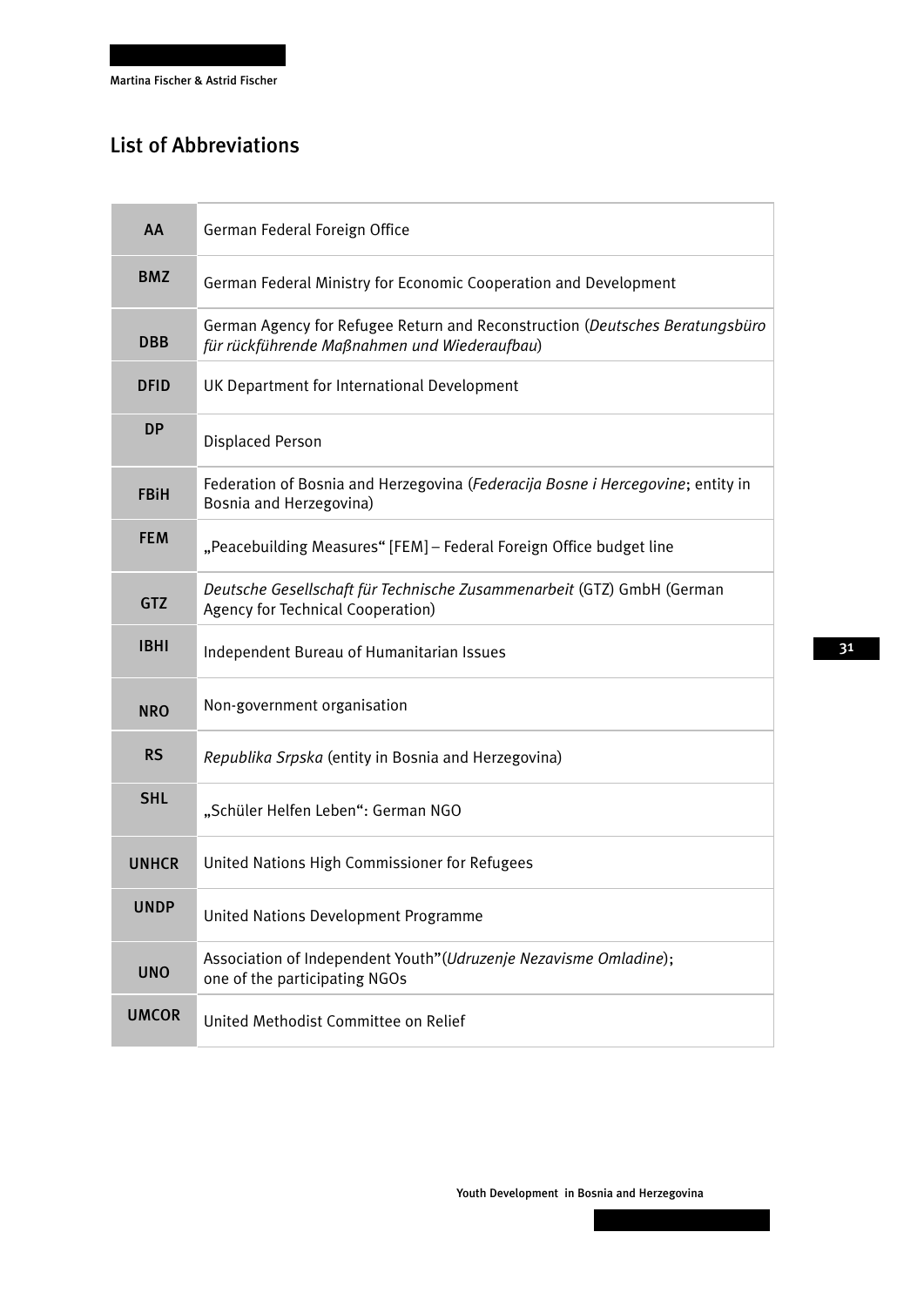## List of Abbreviations

| | |
|---|---|
| **AA** | German Federal Foreign Office |
| **BMZ** | German Federal Ministry for Economic Cooperation and Development |
| **DBB** | German Agency for Refugee Return and Reconstruction (*Deutsches Beratungsbüro für rückführende Maßnahmen und Wiederaufbau*) |
| **DFID** | UK Department for International Development |
| **DP** | Displaced Person |
| **FBiH** | Federation of Bosnia and Herzegovina (*Federacija Bosne i Hercegovine*; entity in Bosnia and Herzegovina) |
| **FEM** | „Peacebuilding Measures" [FEM] – Federal Foreign Office budget line |
| **GTZ** | *Deutsche Gesellschaft für Technische Zusammenarbeit* (GTZ) GmbH (German Agency for Technical Cooperation) |
| **IBHI** | Independent Bureau of Humanitarian Issues |
| **NRO** | Non-government organisation |
| **RS** | *Republika Srpska* (entity in Bosnia and Herzegovina) |
| **SHL** | „Schüler Helfen Leben": German NGO |
| **UNHCR** | United Nations High Commissioner for Refugees |
| **UNDP** | United Nations Development Programme |
| **UNO** | Association of Independent Youth"(*Udruzenje Nezavisme Omladine*); one of the participating NGOs |
| **UMCOR** | United Methodist Committee on Relief |